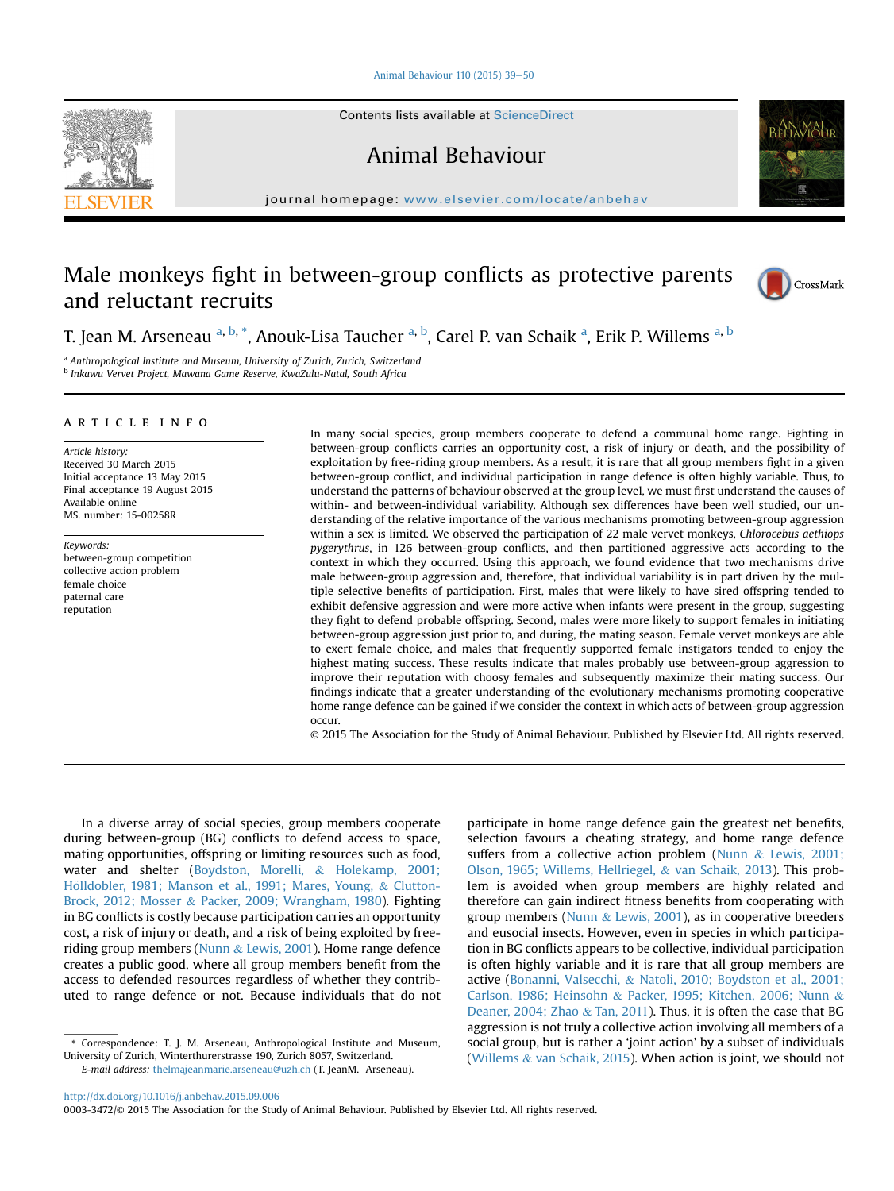# Male monkeys fight in between-group conflicts as protective parents and reluctant recruits

T. Jean M. Arseneau [a, b, *], Anouk-Lisa Taucher [a, b], Carel P. van Schaik [a], Erik P. Willems [a, b]

[a] Anthropological Institute and Museum, University of Zurich, Zurich, Switzerland

[b] Inkawu Vervet Project, Mawana Game Reserve, KwaZulu-Natal, South Africa

## ARTICLE INFO

*Article history:*
Received 30 March 2015
Initial acceptance 13 May 2015
Final acceptance 19 August 2015
Available online
MS. number: 15-00258R

*Keywords:*
between-group competition
collective action problem
female choice
paternal care
reputation

In many social species, group members cooperate to defend a communal home range. Fighting in between-group conflicts carries an opportunity cost, a risk of injury or death, and the possibility of exploitation by free-riding group members. As a result, it is rare that all group members fight in a given between-group conflict, and individual participation in range defence is often highly variable. Thus, to understand the patterns of behaviour observed at the group level, we must first understand the causes of within- and between-individual variability. Although sex differences have been well studied, our understanding of the relative importance of the various mechanisms promoting between-group aggression within a sex is limited. We observed the participation of 22 male vervet monkeys, *Chlorocebus aethiops pygerythrus*, in 126 between-group conflicts, and then partitioned aggressive acts according to the context in which they occurred. Using this approach, we found evidence that two mechanisms drive male between-group aggression and, therefore, that individual variability is in part driven by the multiple selective benefits of participation. First, males that were likely to have sired offspring tended to exhibit defensive aggression and were more active when infants were present in the group, suggesting they fight to defend probable offspring. Second, males were more likely to support females in initiating between-group aggression just prior to, and during, the mating season. Female vervet monkeys are able to exert female choice, and males that frequently supported female instigators tended to enjoy the highest mating success. These results indicate that males probably use between-group aggression to improve their reputation with choosy females and subsequently maximize their mating success. Our findings indicate that a greater understanding of the evolutionary mechanisms promoting cooperative home range defence can be gained if we consider the context in which acts of between-group aggression occur.

© 2015 The Association for the Study of Animal Behaviour. Published by Elsevier Ltd. All rights reserved.

In a diverse array of social species, group members cooperate during between-group (BG) conflicts to defend access to space, mating opportunities, offspring or limiting resources such as food, water and shelter (Boydston, Morelli, & Holekamp, 2001; Hölldobler, 1981; Manson et al., 1991; Mares, Young, & Clutton-Brock, 2012; Mosser & Packer, 2009; Wrangham, 1980). Fighting in BG conflicts is costly because participation carries an opportunity cost, a risk of injury or death, and a risk of being exploited by free-riding group members (Nunn & Lewis, 2001). Home range defence creates a public good, where all group members benefit from the access to defended resources regardless of whether they contributed to range defence or not. Because individuals that do not participate in home range defence gain the greatest net benefits, selection favours a cheating strategy, and home range defence suffers from a collective action problem (Nunn & Lewis, 2001; Olson, 1965; Willems, Hellriegel, & van Schaik, 2013). This problem is avoided when group members are highly related and therefore can gain indirect fitness benefits from cooperating with group members (Nunn & Lewis, 2001), as in cooperative breeders and eusocial insects. However, even in species in which participation in BG conflicts appears to be collective, individual participation is often highly variable and it is rare that all group members are active (Bonanni, Valsecchi, & Natoli, 2010; Boydston et al., 2001; Carlson, 1986; Heinsohn & Packer, 1995; Kitchen, 2006; Nunn & Deaner, 2004; Zhao & Tan, 2011). Thus, it is often the case that BG aggression is not truly a collective action involving all members of a social group, but is rather a 'joint action' by a subset of individuals (Willems & van Schaik, 2015). When action is joint, we should not

* Correspondence: T. J. M. Arseneau, Anthropological Institute and Museum, University of Zurich, Winterthurerstrasse 190, Zurich 8057, Switzerland.
E-mail address: thelmajeanmarie.arseneau@uzh.ch (T. JeanM. Arseneau).

http://dx.doi.org/10.1016/j.anbehav.2015.09.006
0003-3472/© 2015 The Association for the Study of Animal Behaviour. Published by Elsevier Ltd. All rights reserved.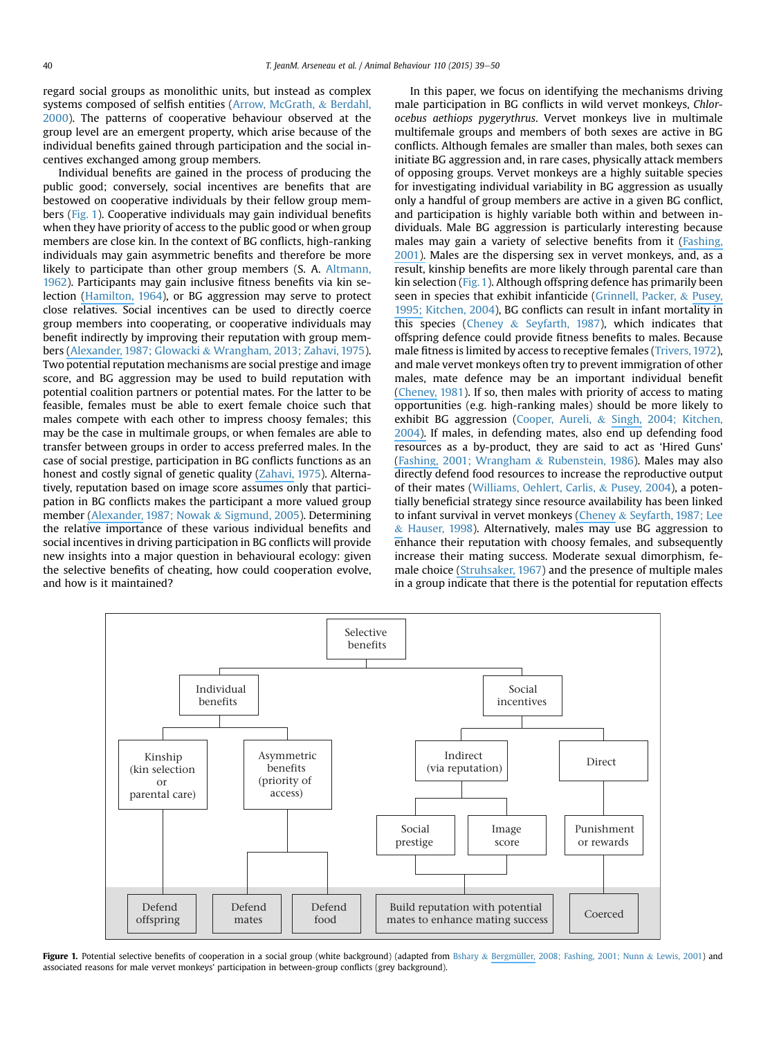regard social groups as monolithic units, but instead as complex systems composed of selfish entities (Arrow, McGrath, & Berdahl, 2000). The patterns of cooperative behaviour observed at the group level are an emergent property, which arise because of the individual benefits gained through participation and the social incentives exchanged among group members.

Individual benefits are gained in the process of producing the public good; conversely, social incentives are benefits that are bestowed on cooperative individuals by their fellow group members (Fig. 1). Cooperative individuals may gain individual benefits when they have priority of access to the public good or when group members are close kin. In the context of BG conflicts, high-ranking individuals may gain asymmetric benefits and therefore be more likely to participate than other group members (S. A. Altmann, 1962). Participants may gain inclusive fitness benefits via kin selection (Hamilton, 1964), or BG aggression may serve to protect close relatives. Social incentives can be used to directly coerce group members into cooperating, or cooperative individuals may benefit indirectly by improving their reputation with group members (Alexander, 1987; Glowacki & Wrangham, 2013; Zahavi, 1975). Two potential reputation mechanisms are social prestige and image score, and BG aggression may be used to build reputation with potential coalition partners or potential mates. For the latter to be feasible, females must be able to exert female choice such that males compete with each other to impress choosy females; this may be the case in multimale groups, or when females are able to transfer between groups in order to access preferred males. In the case of social prestige, participation in BG conflicts functions as an honest and costly signal of genetic quality (Zahavi, 1975). Alternatively, reputation based on image score assumes only that participation in BG conflicts makes the participant a more valued group member (Alexander, 1987; Nowak & Sigmund, 2005). Determining the relative importance of these various individual benefits and social incentives in driving participation in BG conflicts will provide new insights into a major question in behavioural ecology: given the selective benefits of cheating, how could cooperation evolve, and how is it maintained?

In this paper, we focus on identifying the mechanisms driving male participation in BG conflicts in wild vervet monkeys, *Chlorocebus aethiops pygerythrus*. Vervet monkeys live in multimale multifemale groups and members of both sexes are active in BG conflicts. Although females are smaller than males, both sexes can initiate BG aggression and, in rare cases, physically attack members of opposing groups. Vervet monkeys are a highly suitable species for investigating individual variability in BG aggression as usually only a handful of group members are active in a given BG conflict, and participation is highly variable both within and between individuals. Male BG aggression is particularly interesting because males may gain a variety of selective benefits from it (Fashing, 2001). Males are the dispersing sex in vervet monkeys, and, as a result, kinship benefits are more likely through parental care than kin selection (Fig. 1). Although offspring defence has primarily been seen in species that exhibit infanticide (Grinnell, Packer, & Pusey, 1995; Kitchen, 2004), BG conflicts can result in infant mortality in this species (Cheney & Seyfarth, 1987), which indicates that offspring defence could provide fitness benefits to males. Because male fitness is limited by access to receptive females (Trivers, 1972), and male vervet monkeys often try to prevent immigration of other males, mate defence may be an important individual benefit (Cheney, 1981). If so, then males with priority of access to mating opportunities (e.g. high-ranking males) should be more likely to exhibit BG aggression (Cooper, Aureli, & Singh, 2004; Kitchen, 2004). If males, in defending mates, also end up defending food resources as a by-product, they are said to act as 'Hired Guns' (Fashing, 2001; Wrangham & Rubenstein, 1986). Males may also directly defend food resources to increase the reproductive output of their mates (Williams, Oehlert, Carlis, & Pusey, 2004), a potentially beneficial strategy since resource availability has been linked to infant survival in vervet monkeys (Cheney & Seyfarth, 1987; Lee & Hauser, 1998). Alternatively, males may use BG aggression to enhance their reputation with choosy females, and subsequently increase their mating success. Moderate sexual dimorphism, female choice (Struhsaker, 1967) and the presence of multiple males in a group indicate that there is the potential for reputation effects

**Figure 1.** Potential selective benefits of cooperation in a social group (white background) (adapted from Bshary & Bergmüller, 2008; Fashing, 2001; Nunn & Lewis, 2001) and associated reasons for male vervet monkeys' participation in between-group conflicts (grey background).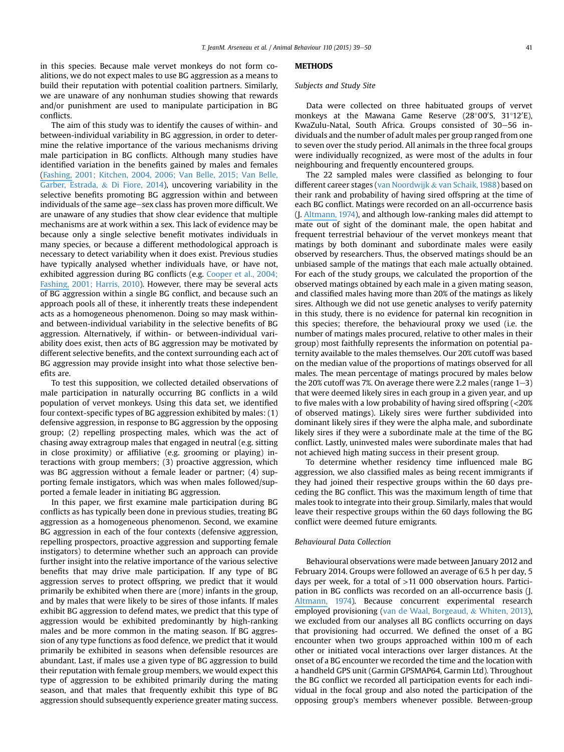in this species. Because male vervet monkeys do not form coalitions, we do not expect males to use BG aggression as a means to build their reputation with potential coalition partners. Similarly, we are unaware of any nonhuman studies showing that rewards and/or punishment are used to manipulate participation in BG conflicts.

The aim of this study was to identify the causes of within- and between-individual variability in BG aggression, in order to determine the relative importance of the various mechanisms driving male participation in BG conflicts. Although many studies have identified variation in the benefits gained by males and females (Fashing, 2001; Kitchen, 2004, 2006; Van Belle, 2015; Van Belle, Garber, Estrada, & Di Fiore, 2014), uncovering variability in the selective benefits promoting BG aggression within and between individuals of the same age–sex class has proven more difficult. We are unaware of any studies that show clear evidence that multiple mechanisms are at work within a sex. This lack of evidence may be because only a single selective benefit motivates individuals in many species, or because a different methodological approach is necessary to detect variability when it does exist. Previous studies have typically analysed whether individuals have, or have not, exhibited aggression during BG conflicts (e.g. Cooper et al., 2004; Fashing, 2001; Harris, 2010). However, there may be several acts of BG aggression within a single BG conflict, and because such an approach pools all of these, it inherently treats these independent acts as a homogeneous phenomenon. Doing so may mask within- and between-individual variability in the selective benefits of BG aggression. Alternatively, if within- or between-individual variability does exist, then acts of BG aggression may be motivated by different selective benefits, and the context surrounding each act of BG aggression may provide insight into what those selective benefits are.

To test this supposition, we collected detailed observations of male participation in naturally occurring BG conflicts in a wild population of vervet monkeys. Using this data set, we identified four context-specific types of BG aggression exhibited by males: (1) defensive aggression, in response to BG aggression by the opposing group; (2) repelling prospecting males, which was the act of chasing away extragroup males that engaged in neutral (e.g. sitting in close proximity) or affiliative (e.g. grooming or playing) interactions with group members; (3) proactive aggression, which was BG aggression without a female leader or partner; (4) supporting female instigators, which was when males followed/supported a female leader in initiating BG aggression.

In this paper, we first examine male participation during BG conflicts as has typically been done in previous studies, treating BG aggression as a homogeneous phenomenon. Second, we examine BG aggression in each of the four contexts (defensive aggression, repelling prospectors, proactive aggression and supporting female instigators) to determine whether such an approach can provide further insight into the relative importance of the various selective benefits that may drive male participation. If any type of BG aggression serves to protect offspring, we predict that it would primarily be exhibited when there are (more) infants in the group, and by males that were likely to be sires of those infants. If males exhibit BG aggression to defend mates, we predict that this type of aggression would be exhibited predominantly by high-ranking males and be more common in the mating season. If BG aggression of any type functions as food defence, we predict that it would primarily be exhibited in seasons when defensible resources are abundant. Last, if males use a given type of BG aggression to build their reputation with female group members, we would expect this type of aggression to be exhibited primarily during the mating season, and that males that frequently exhibit this type of BG aggression should subsequently experience greater mating success.

## METHODS

### Subjects and Study Site

Data were collected on three habituated groups of vervet monkeys at the Mawana Game Reserve (28°00′S, 31°12′E), KwaZulu-Natal, South Africa. Groups consisted of 30–56 individuals and the number of adult males per group ranged from one to seven over the study period. All animals in the three focal groups were individually recognized, as were most of the adults in four neighbouring and frequently encountered groups.

The 22 sampled males were classified as belonging to four different career stages (van Noordwijk & van Schaik, 1988) based on their rank and probability of having sired offspring at the time of each BG conflict. Matings were recorded on an all-occurrence basis (J. Altmann, 1974), and although low-ranking males did attempt to mate out of sight of the dominant male, the open habitat and frequent terrestrial behaviour of the vervet monkeys meant that matings by both dominant and subordinate males were easily observed by researchers. Thus, the observed matings should be an unbiased sample of the matings that each male actually obtained. For each of the study groups, we calculated the proportion of the observed matings obtained by each male in a given mating season, and classified males having more than 20% of the matings as likely sires. Although we did not use genetic analyses to verify paternity in this study, there is no evidence for paternal kin recognition in this species; therefore, the behavioural proxy we used (i.e. the number of matings males procured, relative to other males in their group) most faithfully represents the information on potential paternity available to the males themselves. Our 20% cutoff was based on the median value of the proportions of matings observed for all males. The mean percentage of matings procured by males below the 20% cutoff was 7%. On average there were 2.2 males (range 1–3) that were deemed likely sires in each group in a given year, and up to five males with a low probability of having sired offspring (<20% of observed matings). Likely sires were further subdivided into dominant likely sires if they were the alpha male, and subordinate likely sires if they were a subordinate male at the time of the BG conflict. Lastly, uninvested males were subordinate males that had not achieved high mating success in their present group.

To determine whether residency time influenced male BG aggression, we also classified males as being recent immigrants if they had joined their respective groups within the 60 days preceding the BG conflict. This was the maximum length of time that males took to integrate into their group. Similarly, males that would leave their respective groups within the 60 days following the BG conflict were deemed future emigrants.

### Behavioural Data Collection

Behavioural observations were made between January 2012 and February 2014. Groups were followed an average of 6.5 h per day, 5 days per week, for a total of >11 000 observation hours. Participation in BG conflicts was recorded on an all-occurrence basis (J. Altmann, 1974). Because concurrent experimental research employed provisioning (van de Waal, Borgeaud, & Whiten, 2013), we excluded from our analyses all BG conflicts occurring on days that provisioning had occurred. We defined the onset of a BG encounter when two groups approached within 100 m of each other or initiated vocal interactions over larger distances. At the onset of a BG encounter we recorded the time and the location with a handheld GPS unit (Garmin GPSMAP64, Garmin Ltd). Throughout the BG conflict we recorded all participation events for each individual in the focal group and also noted the participation of the opposing group's members whenever possible. Between-group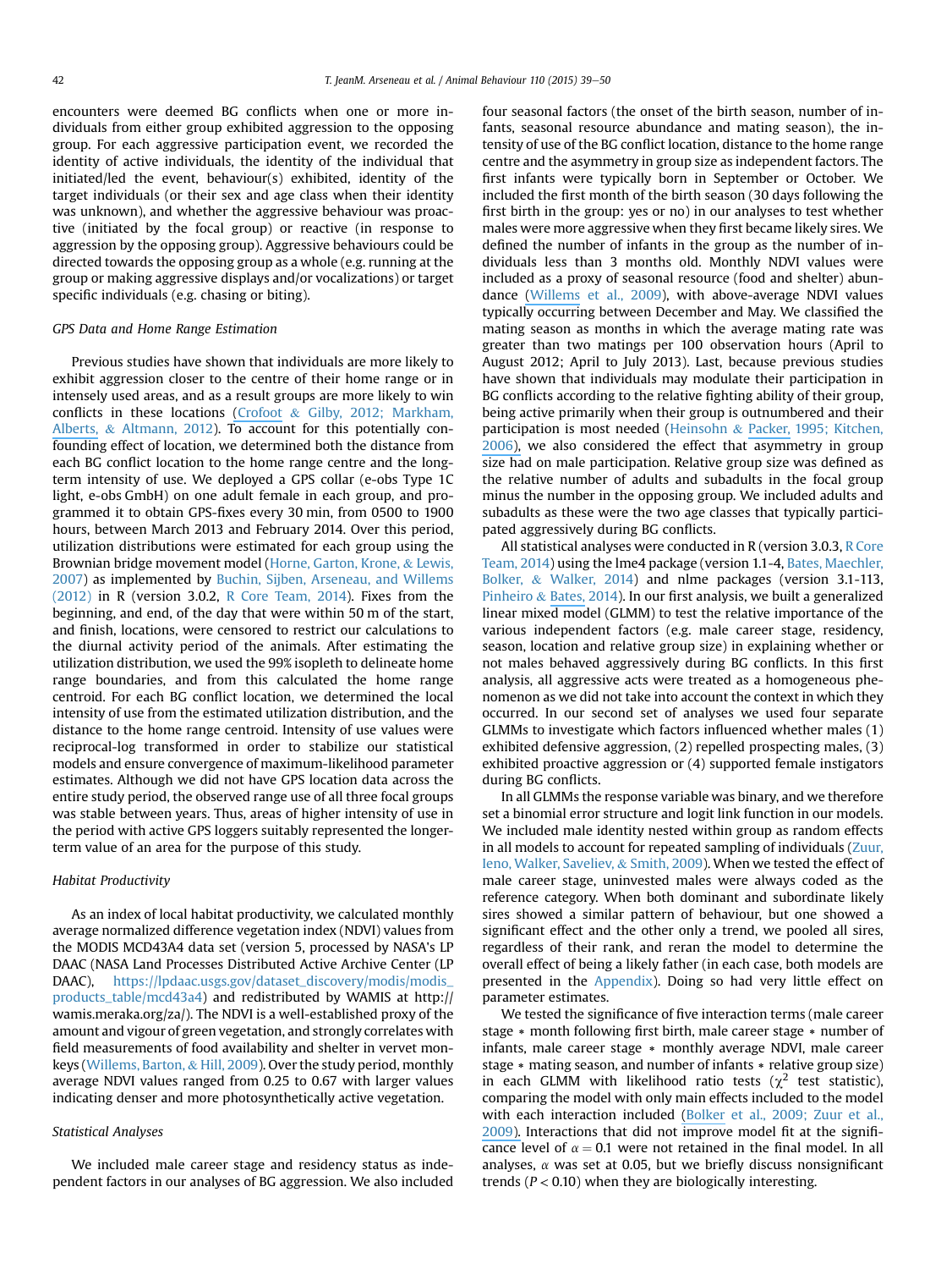encounters were deemed BG conflicts when one or more individuals from either group exhibited aggression to the opposing group. For each aggressive participation event, we recorded the identity of active individuals, the identity of the individual that initiated/led the event, behaviour(s) exhibited, identity of the target individuals (or their sex and age class when their identity was unknown), and whether the aggressive behaviour was proactive (initiated by the focal group) or reactive (in response to aggression by the opposing group). Aggressive behaviours could be directed towards the opposing group as a whole (e.g. running at the group or making aggressive displays and/or vocalizations) or target specific individuals (e.g. chasing or biting).

### GPS Data and Home Range Estimation

Previous studies have shown that individuals are more likely to exhibit aggression closer to the centre of their home range or in intensely used areas, and as a result groups are more likely to win conflicts in these locations (Crofoot & Gilby, 2012; Markham, Alberts, & Altmann, 2012). To account for this potentially confounding effect of location, we determined both the distance from each BG conflict location to the home range centre and the long-term intensity of use. We deployed a GPS collar (e-obs Type 1C light, e-obs GmbH) on one adult female in each group, and programmed it to obtain GPS-fixes every 30 min, from 0500 to 1900 hours, between March 2013 and February 2014. Over this period, utilization distributions were estimated for each group using the Brownian bridge movement model (Horne, Garton, Krone, & Lewis, 2007) as implemented by Buchin, Sijben, Arseneau, and Willems (2012) in R (version 3.0.2, R Core Team, 2014). Fixes from the beginning, and end, of the day that were within 50 m of the start, and finish, locations, were censored to restrict our calculations to the diurnal activity period of the animals. After estimating the utilization distribution, we used the 99% isopleth to delineate home range boundaries, and from this calculated the home range centroid. For each BG conflict location, we determined the local intensity of use from the estimated utilization distribution, and the distance to the home range centroid. Intensity of use values were reciprocal-log transformed in order to stabilize our statistical models and ensure convergence of maximum-likelihood parameter estimates. Although we did not have GPS location data across the entire study period, the observed range use of all three focal groups was stable between years. Thus, areas of higher intensity of use in the period with active GPS loggers suitably represented the longer-term value of an area for the purpose of this study.

### Habitat Productivity

As an index of local habitat productivity, we calculated monthly average normalized difference vegetation index (NDVI) values from the MODIS MCD43A4 data set (version 5, processed by NASA's LP DAAC (NASA Land Processes Distributed Active Archive Center (LP DAAC), https://lpdaac.usgs.gov/dataset_discovery/modis/modis_products_table/mcd43a4) and redistributed by WAMIS at http://wamis.meraka.org/za/). The NDVI is a well-established proxy of the amount and vigour of green vegetation, and strongly correlates with field measurements of food availability and shelter in vervet monkeys (Willems, Barton, & Hill, 2009). Over the study period, monthly average NDVI values ranged from 0.25 to 0.67 with larger values indicating denser and more photosynthetically active vegetation.

### Statistical Analyses

We included male career stage and residency status as independent factors in our analyses of BG aggression. We also included four seasonal factors (the onset of the birth season, number of infants, seasonal resource abundance and mating season), the intensity of use of the BG conflict location, distance to the home range centre and the asymmetry in group size as independent factors. The first infants were typically born in September or October. We included the first month of the birth season (30 days following the first birth in the group: yes or no) in our analyses to test whether males were more aggressive when they first became likely sires. We defined the number of infants in the group as the number of individuals less than 3 months old. Monthly NDVI values were included as a proxy of seasonal resource (food and shelter) abundance (Willems et al., 2009), with above-average NDVI values typically occurring between December and May. We classified the mating season as months in which the average mating rate was greater than two matings per 100 observation hours (April to August 2012; April to July 2013). Last, because previous studies have shown that individuals may modulate their participation in BG conflicts according to the relative fighting ability of their group, being active primarily when their group is outnumbered and their participation is most needed (Heinsohn & Packer, 1995; Kitchen, 2006), we also considered the effect that asymmetry in group size had on male participation. Relative group size was defined as the relative number of adults and subadults in the focal group minus the number in the opposing group. We included adults and subadults as these were the two age classes that typically participated aggressively during BG conflicts.

All statistical analyses were conducted in R (version 3.0.3, R Core Team, 2014) using the lme4 package (version 1.1-4, Bates, Maechler, Bolker, & Walker, 2014) and nlme packages (version 3.1-113, Pinheiro & Bates, 2014). In our first analysis, we built a generalized linear mixed model (GLMM) to test the relative importance of the various independent factors (e.g. male career stage, residency, season, location and relative group size) in explaining whether or not males behaved aggressively during BG conflicts. In this first analysis, all aggressive acts were treated as a homogeneous phenomenon as we did not take into account the context in which they occurred. In our second set of analyses we used four separate GLMMs to investigate which factors influenced whether males (1) exhibited defensive aggression, (2) repelled prospecting males, (3) exhibited proactive aggression or (4) supported female instigators during BG conflicts.

In all GLMMs the response variable was binary, and we therefore set a binomial error structure and logit link function in our models. We included male identity nested within group as random effects in all models to account for repeated sampling of individuals (Zuur, Ieno, Walker, Saveliev, & Smith, 2009). When we tested the effect of male career stage, uninvested males were always coded as the reference category. When both dominant and subordinate likely sires showed a similar pattern of behaviour, but one showed a significant effect and the other only a trend, we pooled all sires, regardless of their rank, and reran the model to determine the overall effect of being a likely father (in each case, both models are presented in the Appendix). Doing so had very little effect on parameter estimates.

We tested the significance of five interaction terms (male career stage * month following first birth, male career stage * number of infants, male career stage * monthly average NDVI, male career stage * mating season, and number of infants * relative group size) in each GLMM with likelihood ratio tests ($\chi^2$ test statistic), comparing the model with only main effects included to the model with each interaction included (Bolker et al., 2009; Zuur et al., 2009). Interactions that did not improve model fit at the significance level of $\alpha = 0.1$ were not retained in the final model. In all analyses, $\alpha$ was set at 0.05, but we briefly discuss nonsignificant trends ($P < 0.10$) when they are biologically interesting.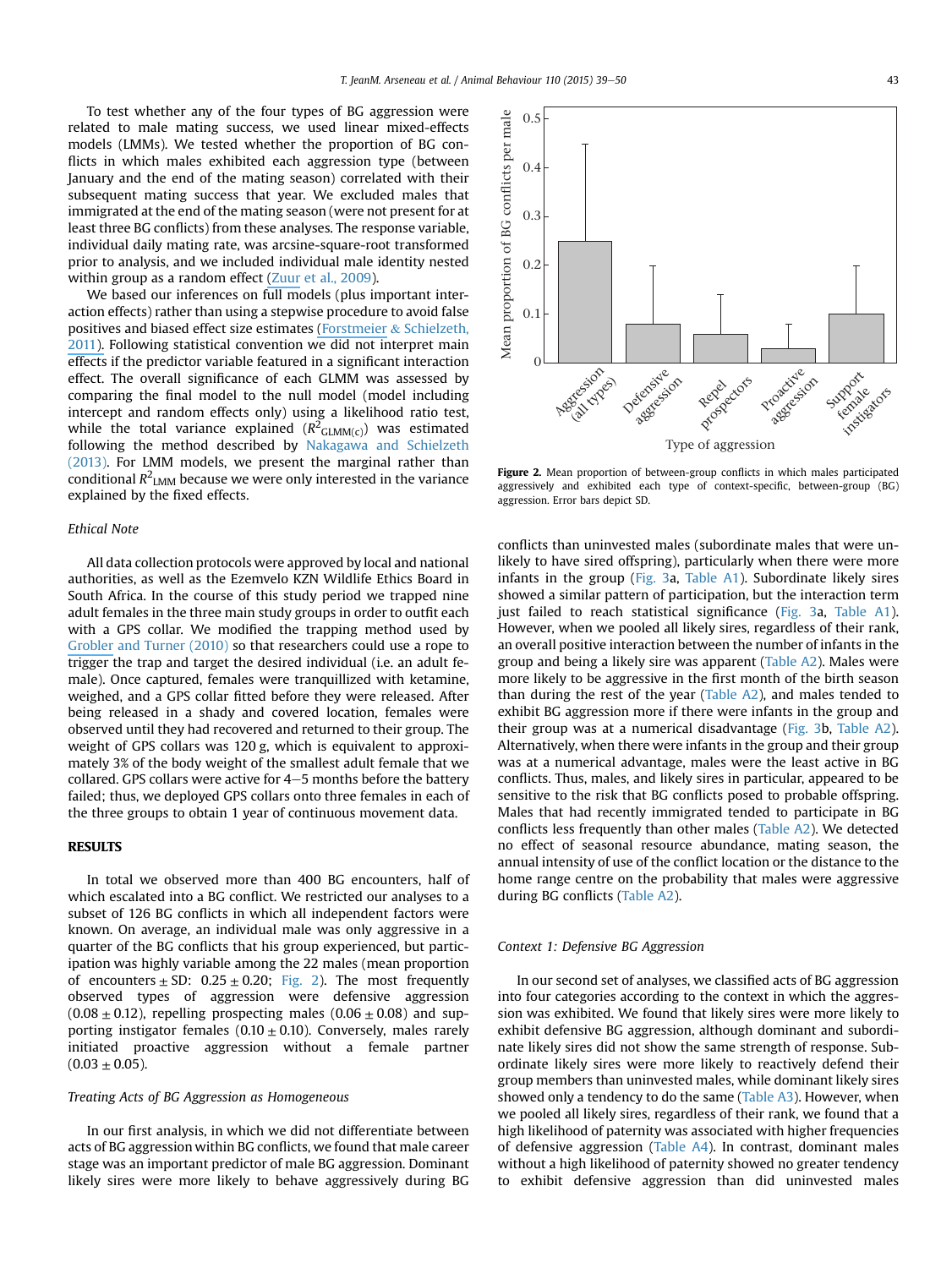To test whether any of the four types of BG aggression were related to male mating success, we used linear mixed-effects models (LMMs). We tested whether the proportion of BG conflicts in which males exhibited each aggression type (between January and the end of the mating season) correlated with their subsequent mating success that year. We excluded males that immigrated at the end of the mating season (were not present for at least three BG conflicts) from these analyses. The response variable, individual daily mating rate, was arcsine-square-root transformed prior to analysis, and we included individual male identity nested within group as a random effect (Zuur et al., 2009).

We based our inferences on full models (plus important interaction effects) rather than using a stepwise procedure to avoid false positives and biased effect size estimates (Forstmeier & Schielzeth, 2011). Following statistical convention we did not interpret main effects if the predictor variable featured in a significant interaction effect. The overall significance of each GLMM was assessed by comparing the final model to the null model (model including intercept and random effects only) using a likelihood ratio test, while the total variance explained ($R^2_{GLMM(c)}$) was estimated following the method described by Nakagawa and Schielzeth (2013). For LMM models, we present the marginal rather than conditional $R^2_{LMM}$ because we were only interested in the variance explained by the fixed effects.

### *Ethical Note*

All data collection protocols were approved by local and national authorities, as well as the Ezemvelo KZN Wildlife Ethics Board in South Africa. In the course of this study period we trapped nine adult females in the three main study groups in order to outfit each with a GPS collar. We modified the trapping method used by Grobler and Turner (2010) so that researchers could use a rope to trigger the trap and target the desired individual (i.e. an adult female). Once captured, females were tranquillized with ketamine, weighed, and a GPS collar fitted before they were released. After being released in a shady and covered location, females were observed until they had recovered and returned to their group. The weight of GPS collars was 120 g, which is equivalent to approximately 3% of the body weight of the smallest adult female that we collared. GPS collars were active for 4–5 months before the battery failed; thus, we deployed GPS collars onto three females in each of the three groups to obtain 1 year of continuous movement data.

## RESULTS

In total we observed more than 400 BG encounters, half of which escalated into a BG conflict. We restricted our analyses to a subset of 126 BG conflicts in which all independent factors were known. On average, an individual male was only aggressive in a quarter of the BG conflicts that his group experienced, but participation was highly variable among the 22 males (mean proportion of encounters ± SD: 0.25 ± 0.20; Fig. 2). The most frequently observed types of aggression were defensive aggression (0.08 ± 0.12), repelling prospecting males (0.06 ± 0.08) and supporting instigator females (0.10 ± 0.10). Conversely, males rarely initiated proactive aggression without a female partner (0.03 ± 0.05).

### *Treating Acts of BG Aggression as Homogeneous*

In our first analysis, in which we did not differentiate between acts of BG aggression within BG conflicts, we found that male career stage was an important predictor of male BG aggression. Dominant likely sires were more likely to behave aggressively during BG

**Figure 2.** Mean proportion of between-group conflicts in which males participated aggressively and exhibited each type of context-specific, between-group (BG) aggression. Error bars depict SD.

conflicts than uninvested males (subordinate males that were unlikely to have sired offspring), particularly when there were more infants in the group (Fig. 3a, Table A1). Subordinate likely sires showed a similar pattern of participation, but the interaction term just failed to reach statistical significance (Fig. 3a, Table A1). However, when we pooled all likely sires, regardless of their rank, an overall positive interaction between the number of infants in the group and being a likely sire was apparent (Table A2). Males were more likely to be aggressive in the first month of the birth season than during the rest of the year (Table A2), and males tended to exhibit BG aggression more if there were infants in the group and their group was at a numerical disadvantage (Fig. 3b, Table A2). Alternatively, when there were infants in the group and their group was at a numerical advantage, males were the least active in BG conflicts. Thus, males, and likely sires in particular, appeared to be sensitive to the risk that BG conflicts posed to probable offspring. Males that had recently immigrated tended to participate in BG conflicts less frequently than other males (Table A2). We detected no effect of seasonal resource abundance, mating season, the annual intensity of use of the conflict location or the distance to the home range centre on the probability that males were aggressive during BG conflicts (Table A2).

### *Context 1: Defensive BG Aggression*

In our second set of analyses, we classified acts of BG aggression into four categories according to the context in which the aggression was exhibited. We found that likely sires were more likely to exhibit defensive BG aggression, although dominant and subordinate likely sires did not show the same strength of response. Subordinate likely sires were more likely to reactively defend their group members than uninvested males, while dominant likely sires showed only a tendency to do the same (Table A3). However, when we pooled all likely sires, regardless of their rank, we found that a high likelihood of paternity was associated with higher frequencies of defensive aggression (Table A4). In contrast, dominant males without a high likelihood of paternity showed no greater tendency to exhibit defensive aggression than did uninvested males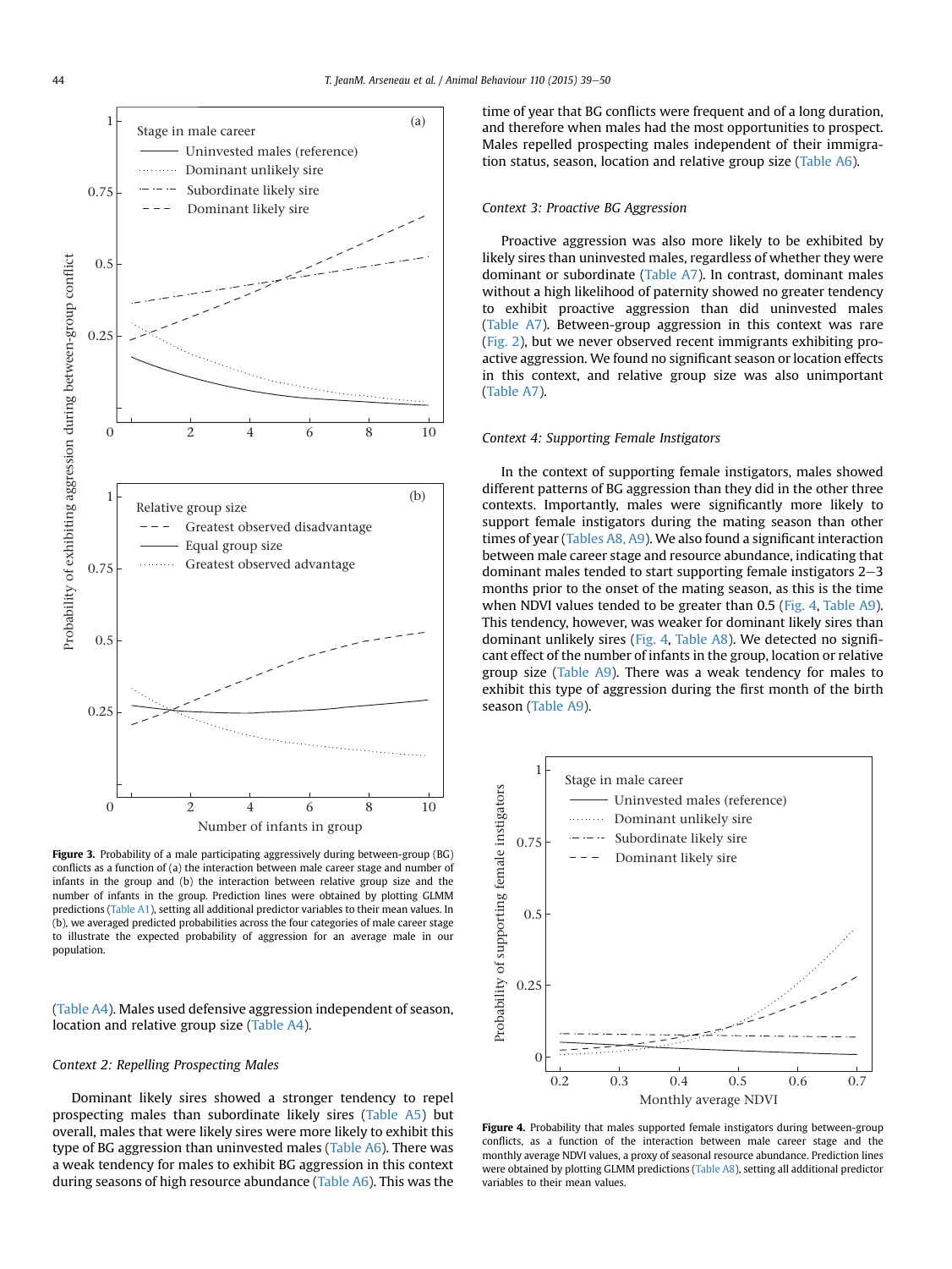Figure 3. Probability of a male participating aggressively during between-group (BG) conflicts as a function of (a) the interaction between male career stage and number of infants in the group and (b) the interaction between relative group size and the number of infants in the group. Prediction lines were obtained by plotting GLMM predictions (Table A1), setting all additional predictor variables to their mean values. In (b), we averaged predicted probabilities across the four categories of male career stage to illustrate the expected probability of aggression for an average male in our population.

(Table A4). Males used defensive aggression independent of season, location and relative group size (Table A4).

*Context 2: Repelling Prospecting Males*

Dominant likely sires showed a stronger tendency to repel prospecting males than subordinate likely sires (Table A5) but overall, males that were likely sires were more likely to exhibit this type of BG aggression than uninvested males (Table A6). There was a weak tendency for males to exhibit BG aggression in this context during seasons of high resource abundance (Table A6). This was the time of year that BG conflicts were frequent and of a long duration, and therefore when males had the most opportunities to prospect. Males repelled prospecting males independent of their immigration status, season, location and relative group size (Table A6).

*Context 3: Proactive BG Aggression*

Proactive aggression was also more likely to be exhibited by likely sires than uninvested males, regardless of whether they were dominant or subordinate (Table A7). In contrast, dominant males without a high likelihood of paternity showed no greater tendency to exhibit proactive aggression than did uninvested males (Table A7). Between-group aggression in this context was rare (Fig. 2), but we never observed recent immigrants exhibiting proactive aggression. We found no significant season or location effects in this context, and relative group size was also unimportant (Table A7).

*Context 4: Supporting Female Instigators*

In the context of supporting female instigators, males showed different patterns of BG aggression than they did in the other three contexts. Importantly, males were significantly more likely to support female instigators during the mating season than other times of year (Tables A8, A9). We also found a significant interaction between male career stage and resource abundance, indicating that dominant males tended to start supporting female instigators 2–3 months prior to the onset of the mating season, as this is the time when NDVI values tended to be greater than 0.5 (Fig. 4, Table A9). This tendency, however, was weaker for dominant likely sires than dominant unlikely sires (Fig. 4, Table A8). We detected no significant effect of the number of infants in the group, location or relative group size (Table A9). There was a weak tendency for males to exhibit this type of aggression during the first month of the birth season (Table A9).

Figure 4. Probability that males supported female instigators during between-group conflicts, as a function of the interaction between male career stage and the monthly average NDVI values, a proxy of seasonal resource abundance. Prediction lines were obtained by plotting GLMM predictions (Table A8), setting all additional predictor variables to their mean values.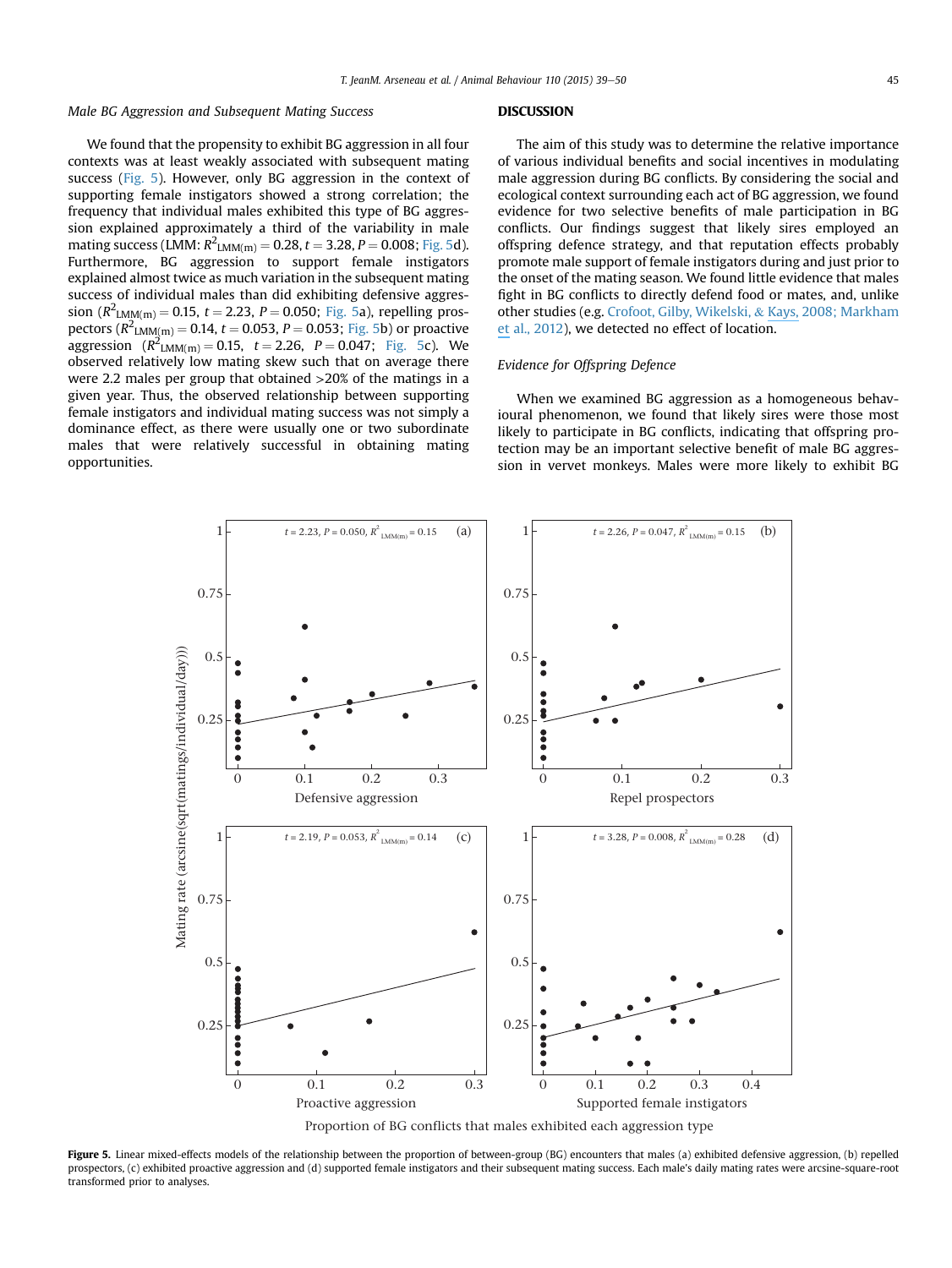### Male BG Aggression and Subsequent Mating Success

We found that the propensity to exhibit BG aggression in all four contexts was at least weakly associated with subsequent mating success (Fig. 5). However, only BG aggression in the context of supporting female instigators showed a strong correlation; the frequency that individual males exhibited this type of BG aggression explained approximately a third of the variability in male mating success (LMM: $R^2_{LMM(m)} = 0.28$, $t = 3.28$, $P = 0.008$; Fig. 5d). Furthermore, BG aggression to support female instigators explained almost twice as much variation in the subsequent mating success of individual males than did exhibiting defensive aggression ($R^2_{LMM(m)} = 0.15$, $t = 2.23$, $P = 0.050$; Fig. 5a), repelling prospectors ($R^2_{LMM(m)} = 0.14$, $t = 0.053$, $P = 0.053$; Fig. 5b) or proactive aggression ($R^2_{LMM(m)} = 0.15$, $t = 2.26$, $P = 0.047$; Fig. 5c). We observed relatively low mating skew such that on average there were 2.2 males per group that obtained >20% of the matings in a given year. Thus, the observed relationship between supporting female instigators and individual mating success was not simply a dominance effect, as there were usually one or two subordinate males that were relatively successful in obtaining mating opportunities.

## DISCUSSION

The aim of this study was to determine the relative importance of various individual benefits and social incentives in modulating male aggression during BG conflicts. By considering the social and ecological context surrounding each act of BG aggression, we found evidence for two selective benefits of male participation in BG conflicts. Our findings suggest that likely sires employed an offspring defence strategy, and that reputation effects probably promote male support of female instigators during and just prior to the onset of the mating season. We found little evidence that males fight in BG conflicts to directly defend food or mates, and, unlike other studies (e.g. Crofoot, Gilby, Wikelski, & Kays, 2008; Markham et al., 2012), we detected no effect of location.

### Evidence for Offspring Defence

When we examined BG aggression as a homogeneous behavioural phenomenon, we found that likely sires were those most likely to participate in BG conflicts, indicating that offspring protection may be an important selective benefit of male BG aggression in vervet monkeys. Males were more likely to exhibit BG

Figure 5. Linear mixed-effects models of the relationship between the proportion of between-group (BG) encounters that males (a) exhibited defensive aggression, (b) repelled prospectors, (c) exhibited proactive aggression and (d) supported female instigators and their subsequent mating success. Each male's daily mating rates were arcsine-square-root transformed prior to analyses.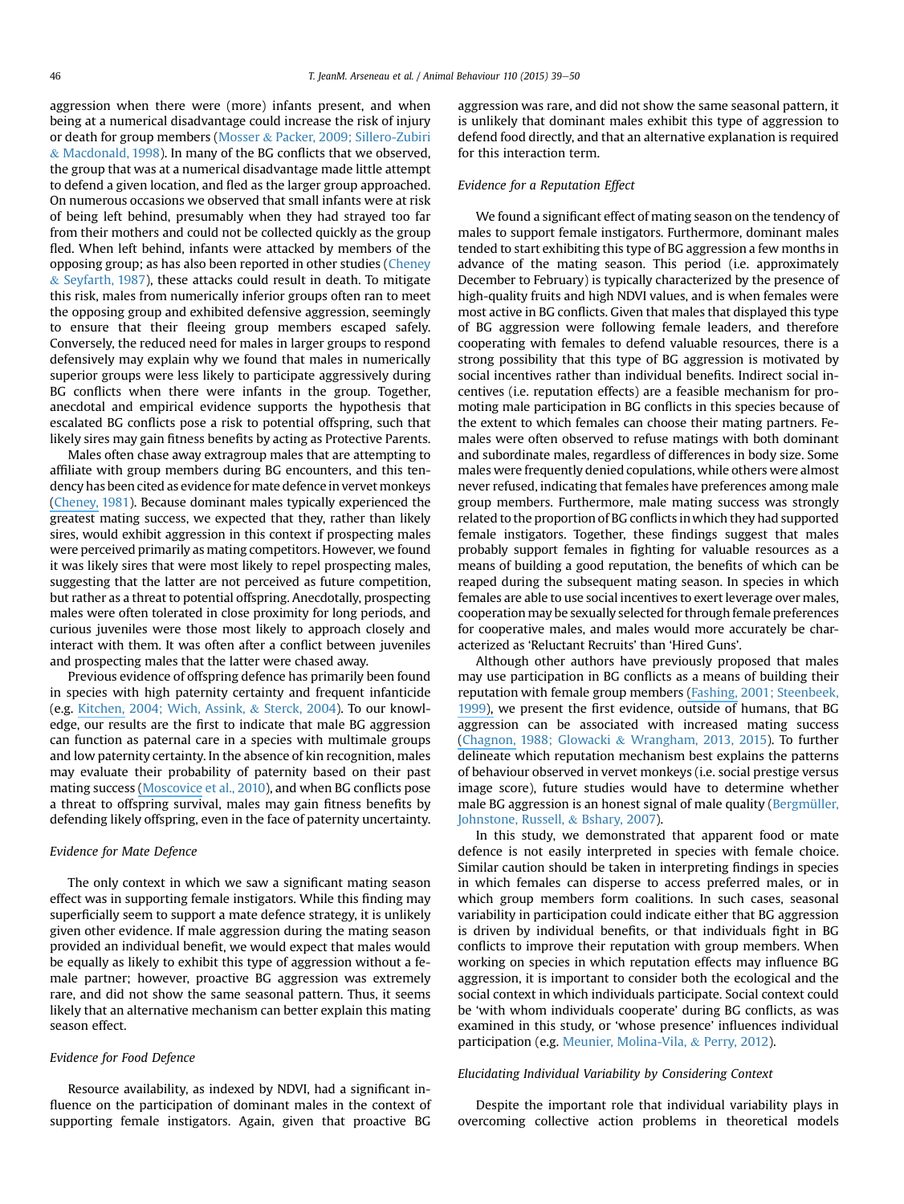aggression when there were (more) infants present, and when being at a numerical disadvantage could increase the risk of injury or death for group members (Mosser & Packer, 2009; Sillero-Zubiri & Macdonald, 1998). In many of the BG conflicts that we observed, the group that was at a numerical disadvantage made little attempt to defend a given location, and fled as the larger group approached. On numerous occasions we observed that small infants were at risk of being left behind, presumably when they had strayed too far from their mothers and could not be collected quickly as the group fled. When left behind, infants were attacked by members of the opposing group; as has also been reported in other studies (Cheney & Seyfarth, 1987), these attacks could result in death. To mitigate this risk, males from numerically inferior groups often ran to meet the opposing group and exhibited defensive aggression, seemingly to ensure that their fleeing group members escaped safely. Conversely, the reduced need for males in larger groups to respond defensively may explain why we found that males in numerically superior groups were less likely to participate aggressively during BG conflicts when there were infants in the group. Together, anecdotal and empirical evidence supports the hypothesis that escalated BG conflicts pose a risk to potential offspring, such that likely sires may gain fitness benefits by acting as Protective Parents.

Males often chase away extragroup males that are attempting to affiliate with group members during BG encounters, and this tendency has been cited as evidence for mate defence in vervet monkeys (Cheney, 1981). Because dominant males typically experienced the greatest mating success, we expected that they, rather than likely sires, would exhibit aggression in this context if prospecting males were perceived primarily as mating competitors. However, we found it was likely sires that were most likely to repel prospecting males, suggesting that the latter are not perceived as future competition, but rather as a threat to potential offspring. Anecdotally, prospecting males were often tolerated in close proximity for long periods, and curious juveniles were those most likely to approach closely and interact with them. It was often after a conflict between juveniles and prospecting males that the latter were chased away.

Previous evidence of offspring defence has primarily been found in species with high paternity certainty and frequent infanticide (e.g. Kitchen, 2004; Wich, Assink, & Sterck, 2004). To our knowledge, our results are the first to indicate that male BG aggression can function as paternal care in a species with multimale groups and low paternity certainty. In the absence of kin recognition, males may evaluate their probability of paternity based on their past mating success (Moscovice et al., 2010), and when BG conflicts pose a threat to offspring survival, males may gain fitness benefits by defending likely offspring, even in the face of paternity uncertainty.

### Evidence for Mate Defence

The only context in which we saw a significant mating season effect was in supporting female instigators. While this finding may superficially seem to support a mate defence strategy, it is unlikely given other evidence. If male aggression during the mating season provided an individual benefit, we would expect that males would be equally as likely to exhibit this type of aggression without a female partner; however, proactive BG aggression was extremely rare, and did not show the same seasonal pattern. Thus, it seems likely that an alternative mechanism can better explain this mating season effect.

### Evidence for Food Defence

Resource availability, as indexed by NDVI, had a significant influence on the participation of dominant males in the context of supporting female instigators. Again, given that proactive BG aggression was rare, and did not show the same seasonal pattern, it is unlikely that dominant males exhibit this type of aggression to defend food directly, and that an alternative explanation is required for this interaction term.

### Evidence for a Reputation Effect

We found a significant effect of mating season on the tendency of males to support female instigators. Furthermore, dominant males tended to start exhibiting this type of BG aggression a few months in advance of the mating season. This period (i.e. approximately December to February) is typically characterized by the presence of high-quality fruits and high NDVI values, and is when females were most active in BG conflicts. Given that males that displayed this type of BG aggression were following female leaders, and therefore cooperating with females to defend valuable resources, there is a strong possibility that this type of BG aggression is motivated by social incentives rather than individual benefits. Indirect social incentives (i.e. reputation effects) are a feasible mechanism for promoting male participation in BG conflicts in this species because of the extent to which females can choose their mating partners. Females were often observed to refuse matings with both dominant and subordinate males, regardless of differences in body size. Some males were frequently denied copulations, while others were almost never refused, indicating that females have preferences among male group members. Furthermore, male mating success was strongly related to the proportion of BG conflicts in which they had supported female instigators. Together, these findings suggest that males probably support females in fighting for valuable resources as a means of building a good reputation, the benefits of which can be reaped during the subsequent mating season. In species in which females are able to use social incentives to exert leverage over males, cooperation may be sexually selected for through female preferences for cooperative males, and males would more accurately be characterized as 'Reluctant Recruits' than 'Hired Guns'.

Although other authors have previously proposed that males may use participation in BG conflicts as a means of building their reputation with female group members (Fashing, 2001; Steenbeek, 1999), we present the first evidence, outside of humans, that BG aggression can be associated with increased mating success (Chagnon, 1988; Glowacki & Wrangham, 2013, 2015). To further delineate which reputation mechanism best explains the patterns of behaviour observed in vervet monkeys (i.e. social prestige versus image score), future studies would have to determine whether male BG aggression is an honest signal of male quality (Bergmüller, Johnstone, Russell, & Bshary, 2007).

In this study, we demonstrated that apparent food or mate defence is not easily interpreted in species with female choice. Similar caution should be taken in interpreting findings in species in which females can disperse to access preferred males, or in which group members form coalitions. In such cases, seasonal variability in participation could indicate either that BG aggression is driven by individual benefits, or that individuals fight in BG conflicts to improve their reputation with group members. When working on species in which reputation effects may influence BG aggression, it is important to consider both the ecological and the social context in which individuals participate. Social context could be 'with whom individuals cooperate' during BG conflicts, as was examined in this study, or 'whose presence' influences individual participation (e.g. Meunier, Molina-Vila, & Perry, 2012).

### Elucidating Individual Variability by Considering Context

Despite the important role that individual variability plays in overcoming collective action problems in theoretical models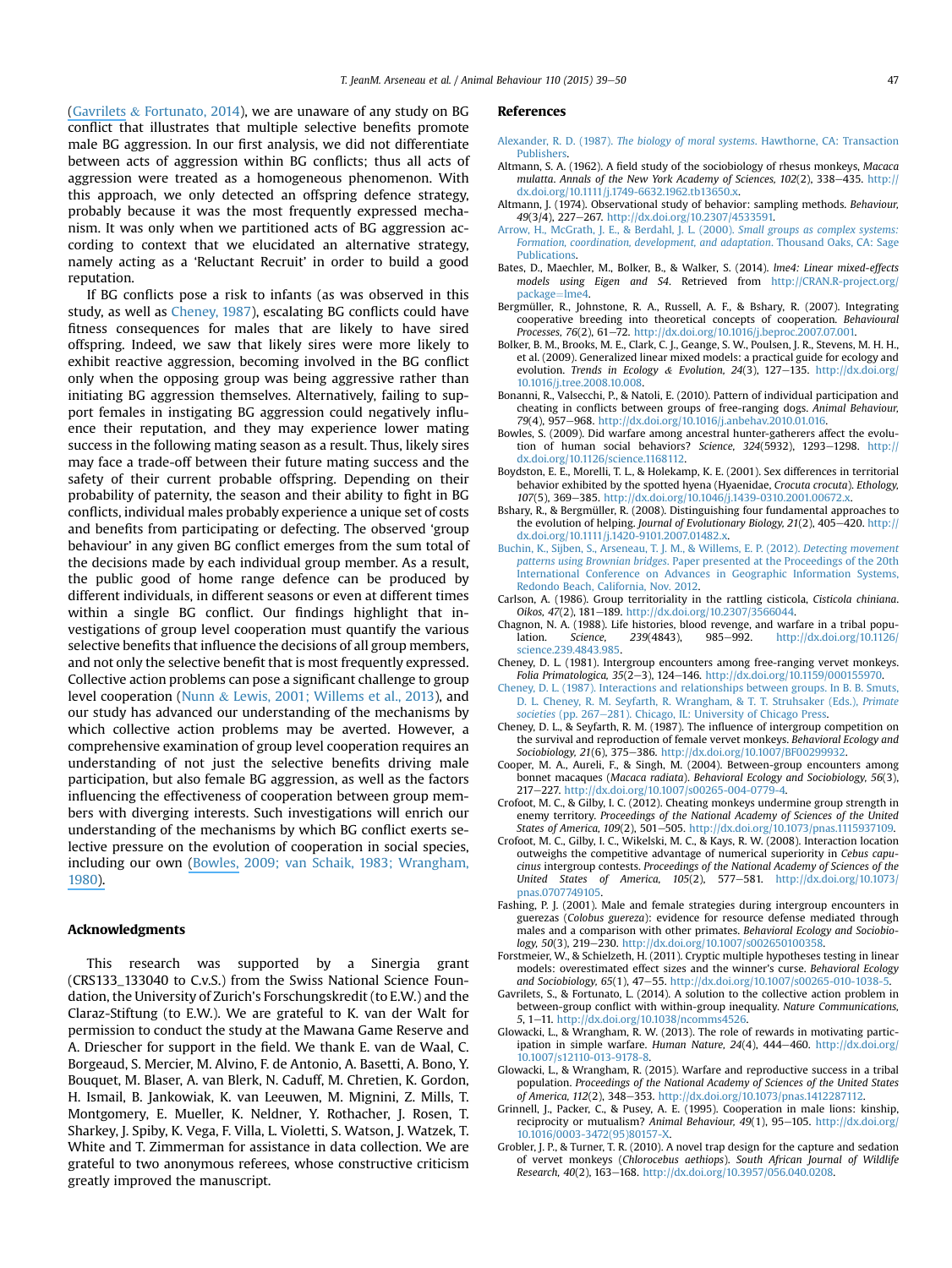(Gavrilets & Fortunato, 2014), we are unaware of any study on BG conflict that illustrates that multiple selective benefits promote male BG aggression. In our first analysis, we did not differentiate between acts of aggression within BG conflicts; thus all acts of aggression were treated as a homogeneous phenomenon. With this approach, we only detected an offspring defence strategy, probably because it was the most frequently expressed mechanism. It was only when we partitioned acts of BG aggression according to context that we elucidated an alternative strategy, namely acting as a 'Reluctant Recruit' in order to build a good reputation.

If BG conflicts pose a risk to infants (as was observed in this study, as well as Cheney, 1987), escalating BG conflicts could have fitness consequences for males that are likely to have sired offspring. Indeed, we saw that likely sires were more likely to exhibit reactive aggression, becoming involved in the BG conflict only when the opposing group was being aggressive rather than initiating BG aggression themselves. Alternatively, failing to support females in instigating BG aggression could negatively influence their reputation, and they may experience lower mating success in the following mating season as a result. Thus, likely sires may face a trade-off between their future mating success and the safety of their current probable offspring. Depending on their probability of paternity, the season and their ability to fight in BG conflicts, individual males probably experience a unique set of costs and benefits from participating or defecting. The observed 'group behaviour' in any given BG conflict emerges from the sum total of the decisions made by each individual group member. As a result, the public good of home range defence can be produced by different individuals, in different seasons or even at different times within a single BG conflict. Our findings highlight that investigations of group level cooperation must quantify the various selective benefits that influence the decisions of all group members, and not only the selective benefit that is most frequently expressed. Collective action problems can pose a significant challenge to group level cooperation (Nunn & Lewis, 2001; Willems et al., 2013), and our study has advanced our understanding of the mechanisms by which collective action problems may be averted. However, a comprehensive examination of group level cooperation requires an understanding of not just the selective benefits driving male participation, but also female BG aggression, as well as the factors influencing the effectiveness of cooperation between group members with diverging interests. Such investigations will enrich our understanding of the mechanisms by which BG conflict exerts selective pressure on the evolution of cooperation in social species, including our own (Bowles, 2009; van Schaik, 1983; Wrangham, 1980).

## Acknowledgments

This research was supported by a Sinergia grant (CRS133_133040 to C.v.S.) from the Swiss National Science Foundation, the University of Zurich's Forschungskredit (to E.W.) and the Claraz-Stiftung (to E.W.). We are grateful to K. van der Walt for permission to conduct the study at the Mawana Game Reserve and A. Driescher for support in the field. We thank E. van de Waal, C. Borgeaud, S. Mercier, M. Alvino, F. de Antonio, A. Basetti, A. Bono, Y. Bouquet, M. Blaser, A. van Blerk, N. Caduff, M. Chretien, K. Gordon, H. Ismail, B. Jankowiak, K. van Leeuwen, M. Mignini, Z. Mills, T. Montgomery, E. Mueller, K. Neldner, Y. Rothacher, J. Rosen, T. Sharkey, J. Spiby, K. Vega, F. Villa, L. Violetti, S. Watson, J. Watzek, T. White and T. Zimmerman for assistance in data collection. We are grateful to two anonymous referees, whose constructive criticism greatly improved the manuscript.

## References

Alexander, R. D. (1987). *The biology of moral systems*. Hawthorne, CA: Transaction Publishers.

Altmann, S. A. (1962). A field study of the sociobiology of rhesus monkeys, *Macaca mulatta*. *Annals of the New York Academy of Sciences, 102*(2), 338–435. http://dx.doi.org/10.1111/j.1749-6632.1962.tb13650.x.

Altmann, J. (1974). Observational study of behavior: sampling methods. *Behaviour, 49*(3/4), 227–267. http://dx.doi.org/10.2307/4533591.

Arrow, H., McGrath, J. E., & Berdahl, J. L. (2000). *Small groups as complex systems: Formation, coordination, development, and adaptation*. Thousand Oaks, CA: Sage Publications.

Bates, D., Maechler, M., Bolker, B., & Walker, S. (2014). *lme4: Linear mixed-effects models using Eigen and S4*. Retrieved from http://CRAN.R-project.org/package=lme4.

Bergmüller, R., Johnstone, R. A., Russell, A. F., & Bshary, R. (2007). Integrating cooperative breeding into theoretical concepts of cooperation. *Behavioural Processes, 76*(2), 61–72. http://dx.doi.org/10.1016/j.beproc.2007.07.001.

Bolker, B. M., Brooks, M. E., Clark, C. J., Geange, S. W., Poulsen, J. R., Stevens, M. H. H., et al. (2009). Generalized linear mixed models: a practical guide for ecology and evolution. *Trends in Ecology & Evolution, 24*(3), 127–135. http://dx.doi.org/10.1016/j.tree.2008.10.008.

Bonanni, R., Valsecchi, P., & Natoli, E. (2010). Pattern of individual participation and cheating in conflicts between groups of free-ranging dogs. *Animal Behaviour, 79*(4), 957–968. http://dx.doi.org/10.1016/j.anbehav.2010.01.016.

Bowles, S. (2009). Did warfare among ancestral hunter-gatherers affect the evolution of human social behaviors? *Science, 324*(5932), 1293–1298. http://dx.doi.org/10.1126/science.1168112.

Boydston, E. E., Morelli, T. L., & Holekamp, K. E. (2001). Sex differences in territorial behavior exhibited by the spotted hyena (Hyaenidae, *Crocuta crocuta*). *Ethology, 107*(5), 369–385. http://dx.doi.org/10.1046/j.1439-0310.2001.00672.x.

Bshary, R., & Bergmüller, R. (2008). Distinguishing four fundamental approaches to the evolution of helping. *Journal of Evolutionary Biology, 21*(2), 405–420. http://dx.doi.org/10.1111/j.1420-9101.2007.01482.x.

Buchin, K., Sijben, S., Arseneau, T. J. M., & Willems, E. P. (2012). *Detecting movement patterns using Brownian bridges*. Paper presented at the Proceedings of the 20th International Conference on Advances in Geographic Information Systems, Redondo Beach, California, Nov. 2012.

Carlson, A. (1986). Group territoriality in the rattling cisticola, *Cisticola chiniana*. *Oikos, 47*(2), 181–189. http://dx.doi.org/10.2307/3566044.

Chagnon, N. A. (1988). Life histories, blood revenge, and warfare in a tribal population. *Science, 239*(4843), 985–992. http://dx.doi.org/10.1126/science.239.4843.985.

Cheney, D. L. (1981). Intergroup encounters among free-ranging vervet monkeys. *Folia Primatologica, 35*(2–3), 124–146. http://dx.doi.org/10.1159/000155970.

Cheney, D. L. (1987). Interactions and relationships between groups. In B. B. Smuts, D. L. Cheney, R. M. Seyfarth, R. Wrangham, & T. T. Struhsaker (Eds.), *Primate societies* (pp. 267–281). Chicago, IL: University of Chicago Press.

Cheney, D. L., & Seyfarth, R. M. (1987). The influence of intergroup competition on the survival and reproduction of female vervet monkeys. *Behavioral Ecology and Sociobiology, 21*(6), 375–386. http://dx.doi.org/10.1007/BF00299932.

Cooper, M. A., Aureli, F., & Singh, M. (2004). Between-group encounters among bonnet macaques (*Macaca radiata*). *Behavioral Ecology and Sociobiology, 56*(3), 217–227. http://dx.doi.org/10.1007/s00265-004-0779-4.

Crofoot, M. C., & Gilby, I. C. (2012). Cheating monkeys undermine group strength in enemy territory. *Proceedings of the National Academy of Sciences of the United States of America, 109*(2), 501–505. http://dx.doi.org/10.1073/pnas.1115937109.

Crofoot, M. C., Gilby, I. C., Wikelski, M. C., & Kays, R. W. (2008). Interaction location outweighs the competitive advantage of numerical superiority in *Cebus capucinus* intergroup contests. *Proceedings of the National Academy of Sciences of the United States of America, 105*(2), 577–581. http://dx.doi.org/10.1073/pnas.0707749105.

Fashing, P. J. (2001). Male and female strategies during intergroup encounters in guerezas (*Colobus guereza*): evidence for resource defense mediated through males and a comparison with other primates. *Behavioral Ecology and Sociobiology, 50*(3), 219–230. http://dx.doi.org/10.1007/s002650100358.

Forstmeier, W., & Schielzeth, H. (2011). Cryptic multiple hypotheses testing in linear models: overestimated effect sizes and the winner's curse. *Behavioral Ecology and Sociobiology, 65*(1), 47–55. http://dx.doi.org/10.1007/s00265-010-1038-5.

Gavrilets, S., & Fortunato, L. (2014). A solution to the collective action problem in between-group conflict with within-group inequality. *Nature Communications, 5*, 1–11. http://dx.doi.org/10.1038/ncomms4526.

Glowacki, L., & Wrangham, R. W. (2013). The role of rewards in motivating participation in simple warfare. *Human Nature, 24*(4), 444–460. http://dx.doi.org/10.1007/s12110-013-9178-8.

Glowacki, L., & Wrangham, R. (2015). Warfare and reproductive success in a tribal population. *Proceedings of the National Academy of Sciences of the United States of America, 112*(2), 348–353. http://dx.doi.org/10.1073/pnas.1412287112.

Grinnell, J., Packer, C., & Pusey, A. E. (1995). Cooperation in male lions: kinship, reciprocity or mutualism? *Animal Behaviour, 49*(1), 95–105. http://dx.doi.org/10.1016/0003-3472(95)80157-X.

Grobler, J. P., & Turner, T. R. (2010). A novel trap design for the capture and sedation of vervet monkeys (*Chlorocebus aethiops*). *South African Journal of Wildlife Research, 40*(2), 163–168. http://dx.doi.org/10.3957/056.040.0208.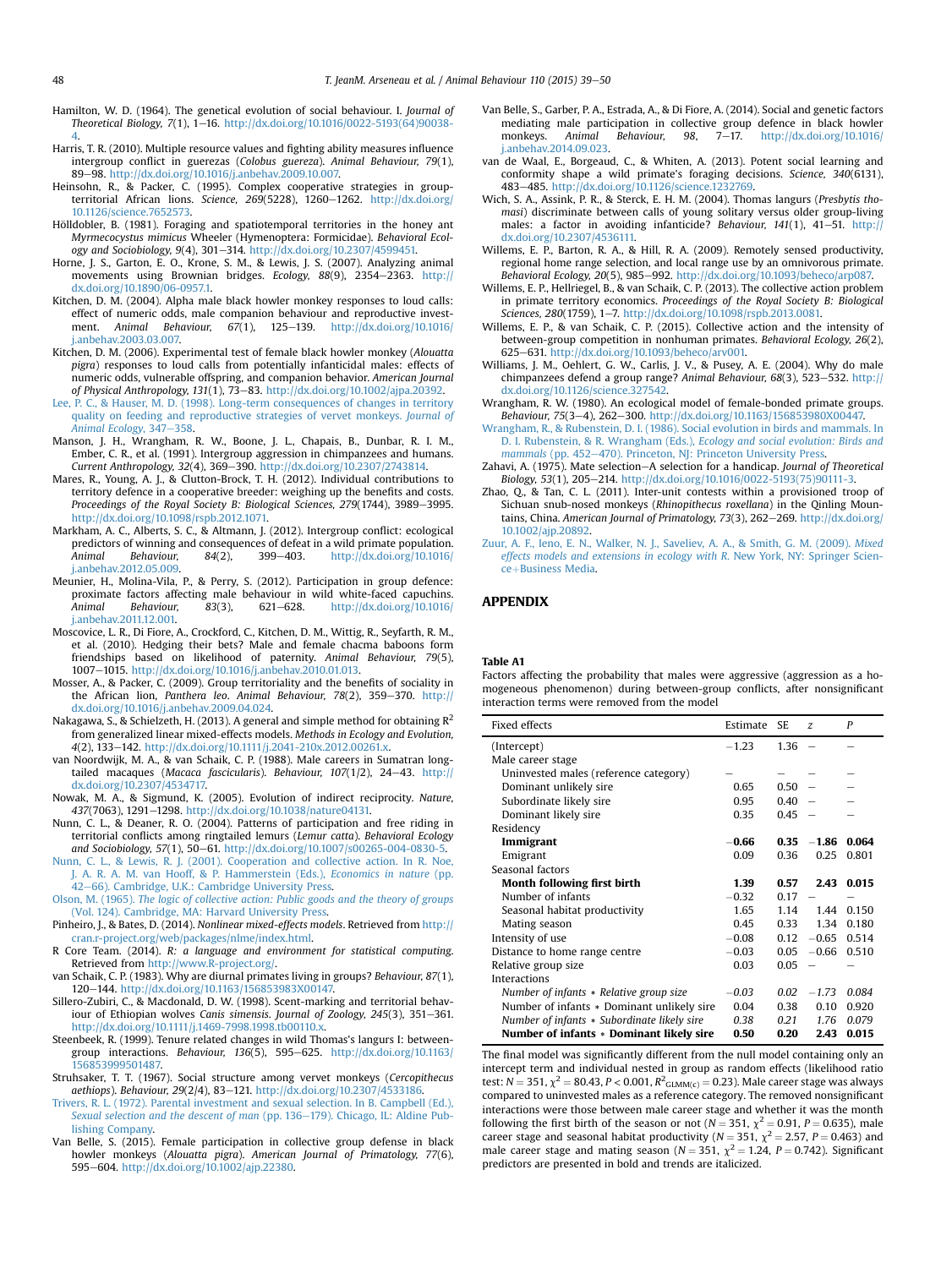Hamilton, W. D. (1964). The genetical evolution of social behaviour. I. *Journal of Theoretical Biology, 7*(1), 1–16. http://dx.doi.org/10.1016/0022-5193(64)90038-4.

Harris, T. R. (2010). Multiple resource values and fighting ability measures influence intergroup conflict in guerezas (*Colobus guereza*). *Animal Behaviour, 79*(1), 89–98. http://dx.doi.org/10.1016/j.anbehav.2009.10.007.

Heinsohn, R., & Packer, C. (1995). Complex cooperative strategies in group-territorial African lions. *Science, 269*(5228), 1260–1262. http://dx.doi.org/10.1126/science.7652573.

Hölldobler, B. (1981). Foraging and spatiotemporal territories in the honey ant *Myrmecocystus mimicus* Wheeler (Hymenoptera: Formicidae). *Behavioral Ecology and Sociobiology, 9*(4), 301–314. http://dx.doi.org/10.2307/4599451.

Horne, J. S., Garton, E. O., Krone, S. M., & Lewis, J. S. (2007). Analyzing animal movements using Brownian bridges. *Ecology, 88*(9), 2354–2363. http://dx.doi.org/10.1890/06-0957.1.

Kitchen, D. M. (2004). Alpha male black howler monkey responses to loud calls: effect of numeric odds, male companion behaviour and reproductive investment. *Animal Behaviour, 67*(1), 125–139. http://dx.doi.org/10.1016/j.anbehav.2003.03.007.

Kitchen, D. M. (2006). Experimental test of female black howler monkey (*Alouatta pigra*) responses to loud calls from potentially infanticidal males: effects of numeric odds, vulnerable offspring, and companion behavior. *American Journal of Physical Anthropology, 131*(1), 73–83. http://dx.doi.org/10.1002/ajpa.20392.

Lee, P. C., & Hauser, M. D. (1998). Long-term consequences of changes in territory quality on feeding and reproductive strategies of vervet monkeys. *Journal of Animal Ecology*, 347–358.

Manson, J. H., Wrangham, R. W., Boone, J. L., Chapais, B., Dunbar, R. I. M., Ember, C. R., et al. (1991). Intergroup aggression in chimpanzees and humans. *Current Anthropology, 32*(4), 369–390. http://dx.doi.org/10.2307/2743814.

Mares, R., Young, A. J., & Clutton-Brock, T. H. (2012). Individual contributions to territory defence in a cooperative breeder: weighing up the benefits and costs. *Proceedings of the Royal Society B: Biological Sciences, 279*(1744), 3989–3995. http://dx.doi.org/10.1098/rspb.2012.1071.

Markham, A. C., Alberts, S. C., & Altmann, J. (2012). Intergroup conflict: ecological predictors of winning and consequences of defeat in a wild primate population. *Animal Behaviour, 84*(2), 399–403. http://dx.doi.org/10.1016/j.anbehav.2012.05.009.

Meunier, H., Molina-Vila, P., & Perry, S. (2012). Participation in group defence: proximate factors affecting male behaviour in wild white-faced capuchins. *Animal Behaviour, 83*(3), 621–628. http://dx.doi.org/10.1016/j.anbehav.2011.12.001.

Moscovice, L. R., Di Fiore, A., Crockford, C., Kitchen, D. M., Wittig, R., Seyfarth, R. M., et al. (2010). Hedging their bets? Male and female chacma baboons form friendships based on likelihood of paternity. *Animal Behaviour, 79*(5), 1007–1015. http://dx.doi.org/10.1016/j.anbehav.2010.01.013.

Mosser, A., & Packer, C. (2009). Group territoriality and the benefits of sociality in the African lion, *Panthera leo*. *Animal Behaviour, 78*(2), 359–370. http://dx.doi.org/10.1016/j.anbehav.2009.04.024.

Nakagawa, S., & Schielzeth, H. (2013). A general and simple method for obtaining $R^2$ from generalized linear mixed-effects models. *Methods in Ecology and Evolution, 4*(2), 133–142. http://dx.doi.org/10.1111/j.2041-210x.2012.00261.x.

van Noordwijk, M. A., & van Schaik, C. P. (1988). Male careers in Sumatran long-tailed macaques (*Macaca fascicularis*). *Behaviour, 107*(1/2), 24–43. http://dx.doi.org/10.2307/4534717.

Nowak, M. A., & Sigmund, K. (2005). Evolution of indirect reciprocity. *Nature, 437*(7063), 1291–1298. http://dx.doi.org/10.1038/nature04131.

Nunn, C. L., & Deaner, R. O. (2004). Patterns of participation and free riding in territorial conflicts among ringtailed lemurs (*Lemur catta*). *Behavioral Ecology and Sociobiology, 57*(1), 50–61. http://dx.doi.org/10.1007/s00265-004-0830-5.

Nunn, C. L., & Lewis, R. J. (2001). Cooperation and collective action. In R. Noe, J. A. R. A. M. van Hooff, & P. Hammerstein (Eds.), *Economics in nature* (pp. 42–66). Cambridge, U.K.: Cambridge University Press.

Olson, M. (1965). *The logic of collective action: Public goods and the theory of groups* (Vol. 124). Cambridge, MA: Harvard University Press.

Pinheiro, J., & Bates, D. (2014). *Nonlinear mixed-effects models*. Retrieved from http://cran.r-project.org/web/packages/nlme/index.html.

R Core Team. (2014). *R: a language and environment for statistical computing*. Retrieved from http://www.R-project.org/.

van Schaik, C. P. (1983). Why are diurnal primates living in groups? *Behaviour, 87*(1), 120–144. http://dx.doi.org/10.1163/156853983X00147.

Sillero-Zubiri, C., & Macdonald, D. W. (1998). Scent-marking and territorial behaviour of Ethiopian wolves *Canis simensis*. *Journal of Zoology, 245*(3), 351–361. http://dx.doi.org/10.1111/j.1469-7998.1998.tb00110.x.

Steenbeek, R. (1999). Tenure related changes in wild Thomas's langurs I: between-group interactions. *Behaviour, 136*(5), 595–625. http://dx.doi.org/10.1163/156853999501487.

Struhsaker, T. T. (1967). Social structure among vervet monkeys (*Cercopithecus aethiops*). *Behaviour, 29*(2/4), 83–121. http://dx.doi.org/10.2307/4533186.

Trivers, R. L. (1972). Parental investment and sexual selection. In B. Campbell (Ed.), *Sexual selection and the descent of man* (pp. 136–179). Chicago, IL: Aldine Publishing Company.

Van Belle, S. (2015). Female participation in collective group defense in black howler monkeys (*Alouatta pigra*). *American Journal of Primatology, 77*(6), 595–604. http://dx.doi.org/10.1002/ajp.22380.

Van Belle, S., Garber, P. A., Estrada, A., & Di Fiore, A. (2014). Social and genetic factors mediating male participation in collective group defence in black howler monkeys. *Animal Behaviour, 98*, 7–17. http://dx.doi.org/10.1016/j.anbehav.2014.09.023.

van de Waal, E., Borgeaud, C., & Whiten, A. (2013). Potent social learning and conformity shape a wild primate's foraging decisions. *Science, 340*(6131), 483–485. http://dx.doi.org/10.1126/science.1232769.

Wich, S. A., Assink, P. R., & Sterck, E. H. M. (2004). Thomas langurs (*Presbytis thomasi*) discriminate between calls of young solitary versus older group-living males: a factor in avoiding infanticide? *Behaviour, 141*(1), 41–51. http://dx.doi.org/10.2307/4536111.

Willems, E. P., Barton, R. A., & Hill, R. A. (2009). Remotely sensed productivity, regional home range selection, and local range use by an omnivorous primate. *Behavioral Ecology, 20*(5), 985–992. http://dx.doi.org/10.1093/beheco/arp087.

Willems, E. P., Hellriegel, B., & van Schaik, C. P. (2013). The collective action problem in primate territory economics. *Proceedings of the Royal Society B: Biological Sciences, 280*(1759), 1–7. http://dx.doi.org/10.1098/rspb.2013.0081.

Willems, E. P., & van Schaik, C. P. (2015). Collective action and the intensity of between-group competition in nonhuman primates. *Behavioral Ecology, 26*(2), 625–631. http://dx.doi.org/10.1093/beheco/arv001.

Williams, J. M., Oehlert, G. W., Carlis, J. V., & Pusey, A. E. (2004). Why do male chimpanzees defend a group range? *Animal Behaviour, 68*(3), 523–532. http://dx.doi.org/10.1126/science.327542.

Wrangham, R. W. (1980). An ecological model of female-bonded primate groups. *Behaviour, 75*(3–4), 262–300. http://dx.doi.org/10.1163/156853980X00447.

Wrangham, R., & Rubenstein, D. I. (1986). Social evolution in birds and mammals. In D. I. Rubenstein, & R. Wrangham (Eds.), *Ecology and social evolution: Birds and mammals* (pp. 452–470). Princeton, NJ: Princeton University Press.

Zahavi, A. (1975). Mate selection—A selection for a handicap. *Journal of Theoretical Biology, 53*(1), 205–214. http://dx.doi.org/10.1016/0022-5193(75)90111-3.

Zhao, Q., & Tan, C. L. (2011). Inter-unit contests within a provisioned troop of Sichuan snub-nosed monkeys (*Rhinopithecus roxellana*) in the Qinling Mountains, China. *American Journal of Primatology, 73*(3), 262–269. http://dx.doi.org/10.1002/ajp.20892.

Zuur, A. F., Ieno, E. N., Walker, N. J., Saveliev, A. A., & Smith, G. M. (2009). *Mixed effects models and extensions in ecology with R*. New York, NY: Springer Science+Business Media.

## APPENDIX

**Table A1**

Factors affecting the probability that males were aggressive (aggression as a homogeneous phenomenon) during between-group conflicts, after nonsignificant interaction terms were removed from the model

| Fixed effects | Estimate | SE | z | P |
|---|---|---|---|---|
| (Intercept) | −1.23 | 1.36 | – | – |
| Male career stage | | | | |
| Uninvested males (reference category) | – | – | – | – |
| Dominant unlikely sire | 0.65 | 0.50 | – | – |
| Subordinate likely sire | 0.95 | 0.40 | – | – |
| Dominant likely sire | 0.35 | 0.45 | – | – |
| Residency | | | | |
| **Immigrant** | **−0.66** | **0.35** | **−1.86** | **0.064** |
| Emigrant | 0.09 | 0.36 | 0.25 | 0.801 |
| Seasonal factors | | | | |
| **Month following first birth** | **1.39** | **0.57** | **2.43** | **0.015** |
| Number of infants | −0.32 | 0.17 | – | – |
| Seasonal habitat productivity | 1.65 | 1.14 | 1.44 | 0.150 |
| Mating season | 0.45 | 0.33 | 1.34 | 0.180 |
| Intensity of use | −0.08 | 0.12 | −0.65 | 0.514 |
| Distance to home range centre | −0.03 | 0.05 | −0.66 | 0.510 |
| Relative group size | 0.03 | 0.05 | – | – |
| Interactions | | | | |
| *Number of infants * Relative group size* | *−0.03* | *0.02* | *−1.73* | *0.084* |
| Number of infants * Dominant unlikely sire | 0.04 | 0.38 | 0.10 | 0.920 |
| *Number of infants * Subordinate likely sire* | *0.38* | *0.21* | *1.76* | *0.079* |
| **Number of infants * Dominant likely sire** | **0.50** | **0.20** | **2.43** | **0.015** |

The final model was significantly different from the null model containing only an intercept term and individual nested in group as random effects (likelihood ratio test: $N = 351$, $\chi^2 = 80.43$, $P < 0.001$, $R^2_{GLMM(c)} = 0.23$). Male career stage was always compared to uninvested males as a reference category. The removed nonsignificant interactions were those between male career stage and whether it was the month following the first birth of the season or not ($N = 351$, $\chi^2 = 0.91$, $P = 0.635$), male career stage and seasonal habitat productivity ($N = 351$, $\chi^2 = 2.57$, $P = 0.463$) and male career stage and mating season ($N = 351$, $\chi^2 = 1.24$, $P = 0.742$). Significant predictors are presented in bold and trends are italicized.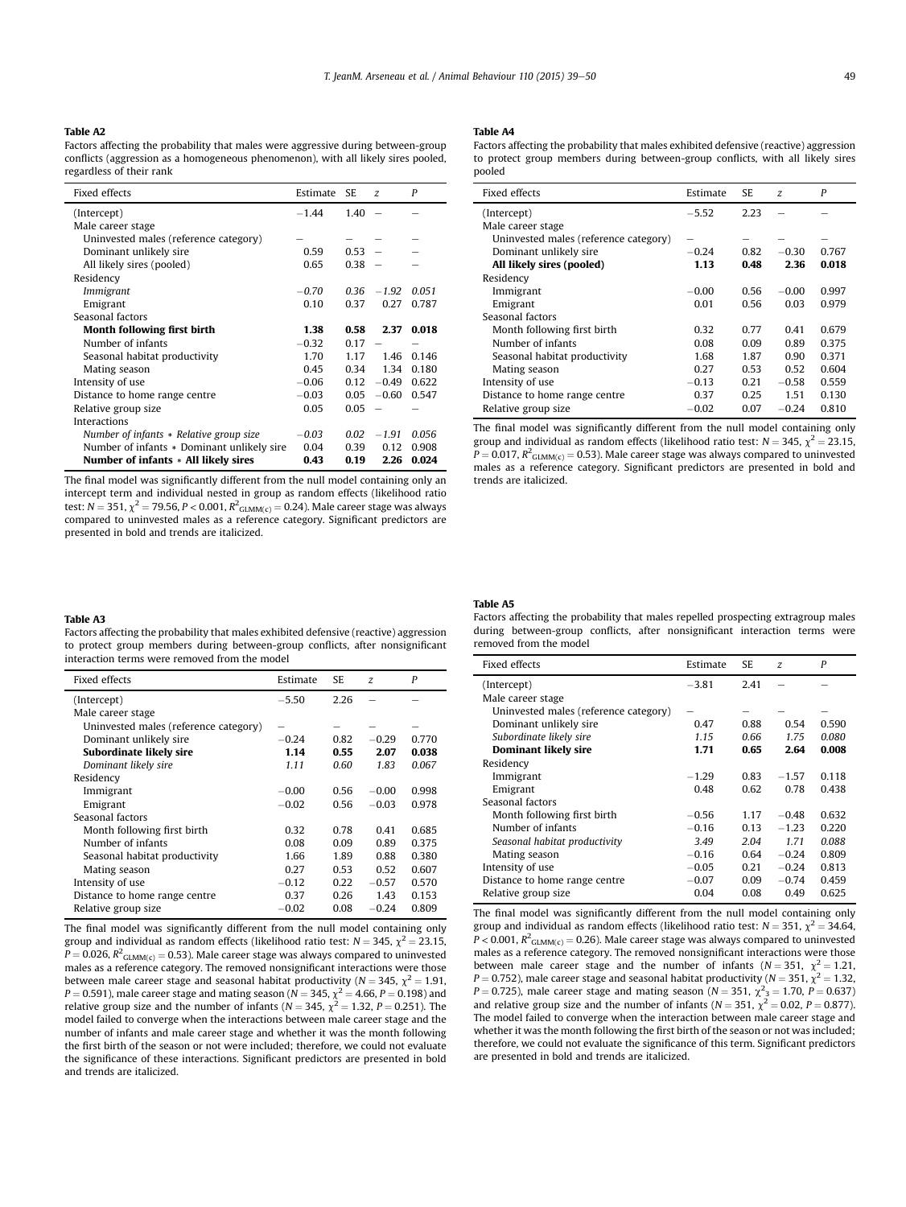**Table A2**

Factors affecting the probability that males were aggressive during between-group conflicts (aggression as a homogeneous phenomenon), with all likely sires pooled, regardless of their rank

| Fixed effects | Estimate | SE | z | P |
|---|---|---|---|---|
| (Intercept) | −1.44 | 1.40 | – | – |
| Male career stage | | | | |
| Uninvested males (reference category) | – | – | – | – |
| Dominant unlikely sire | 0.59 | 0.53 | – | – |
| All likely sires (pooled) | 0.65 | 0.38 | – | – |
| Residency | | | | |
| *Immigrant* | *−0.70* | *0.36* | *−1.92* | *0.051* |
| Emigrant | 0.10 | 0.37 | 0.27 | 0.787 |
| Seasonal factors | | | | |
| **Month following first birth** | **1.38** | **0.58** | **2.37** | **0.018** |
| Number of infants | −0.32 | 0.17 | – | – |
| Seasonal habitat productivity | 1.70 | 1.17 | 1.46 | 0.146 |
| Mating season | 0.45 | 0.34 | 1.34 | 0.180 |
| Intensity of use | −0.06 | 0.12 | −0.49 | 0.622 |
| Distance to home range centre | −0.03 | 0.05 | −0.60 | 0.547 |
| Relative group size | 0.05 | 0.05 | – | – |
| Interactions | | | | |
| *Number of infants * Relative group size* | *−0.03* | *0.02* | *−1.91* | *0.056* |
| Number of infants * Dominant unlikely sire | 0.04 | 0.39 | 0.12 | 0.908 |
| **Number of infants * All likely sires** | **0.43** | **0.19** | **2.26** | **0.024** |

The final model was significantly different from the null model containing only an intercept term and individual nested in group as random effects (likelihood ratio test: $N = 351$, $\chi^2 = 79.56$, $P < 0.001$, $R^2_{GLMM(c)} = 0.24$). Male career stage was always compared to uninvested males as a reference category. Significant predictors are presented in bold and trends are italicized.

**Table A3**

Factors affecting the probability that males exhibited defensive (reactive) aggression to protect group members during between-group conflicts, after nonsignificant interaction terms were removed from the model

| Fixed effects | Estimate | SE | z | P |
|---|---|---|---|---|
| (Intercept) | −5.50 | 2.26 | – | – |
| Male career stage | | | | |
| Uninvested males (reference category) | – | – | – | – |
| Dominant unlikely sire | −0.24 | 0.82 | −0.29 | 0.770 |
| **Subordinate likely sire** | **1.14** | **0.55** | **2.07** | **0.038** |
| *Dominant likely sire* | *1.11* | *0.60* | *1.83* | *0.067* |
| Residency | | | | |
| Immigrant | −0.00 | 0.56 | −0.00 | 0.998 |
| Emigrant | −0.02 | 0.56 | −0.03 | 0.978 |
| Seasonal factors | | | | |
| Month following first birth | 0.32 | 0.78 | 0.41 | 0.685 |
| Number of infants | 0.08 | 0.09 | 0.89 | 0.375 |
| Seasonal habitat productivity | 1.66 | 1.89 | 0.88 | 0.380 |
| Mating season | 0.27 | 0.53 | 0.52 | 0.607 |
| Intensity of use | −0.12 | 0.22 | −0.57 | 0.570 |
| Distance to home range centre | 0.37 | 0.26 | 1.43 | 0.153 |
| Relative group size | −0.02 | 0.08 | −0.24 | 0.809 |

The final model was significantly different from the null model containing only group and individual as random effects (likelihood ratio test: $N = 345$, $\chi^2 = 23.15$, $P = 0.026$, $R^2_{GLMM(c)} = 0.53$). Male career stage was always compared to uninvested males as a reference category. The removed nonsignificant interactions were those between male career stage and seasonal habitat productivity ($N = 345$, $\chi^2 = 1.91$, $P = 0.591$), male career stage and mating season ($N = 345$, $\chi^2 = 4.66$, $P = 0.198$) and relative group size and the number of infants ($N = 345$, $\chi^2 = 1.32$, $P = 0.251$). The model failed to converge when the interactions between male career stage and the number of infants and male career stage and whether it was the month following the first birth of the season or not were included; therefore, we could not evaluate the significance of these interactions. Significant predictors are presented in bold and trends are italicized.

**Table A4**

Factors affecting the probability that males exhibited defensive (reactive) aggression to protect group members during between-group conflicts, with all likely sires pooled

| Fixed effects | Estimate | SE | z | P |
|---|---|---|---|---|
| (Intercept) | −5.52 | 2.23 | – | – |
| Male career stage | | | | |
| Uninvested males (reference category) | – | – | – | – |
| Dominant unlikely sire | −0.24 | 0.82 | −0.30 | 0.767 |
| **All likely sires (pooled)** | **1.13** | **0.48** | **2.36** | **0.018** |
| Residency | | | | |
| Immigrant | −0.00 | 0.56 | −0.00 | 0.997 |
| Emigrant | 0.01 | 0.56 | 0.03 | 0.979 |
| Seasonal factors | | | | |
| Month following first birth | 0.32 | 0.77 | 0.41 | 0.679 |
| Number of infants | 0.08 | 0.09 | 0.89 | 0.375 |
| Seasonal habitat productivity | 1.68 | 1.87 | 0.90 | 0.371 |
| Mating season | 0.27 | 0.53 | 0.52 | 0.604 |
| Intensity of use | −0.13 | 0.21 | −0.58 | 0.559 |
| Distance to home range centre | 0.37 | 0.25 | 1.51 | 0.130 |
| Relative group size | −0.02 | 0.07 | −0.24 | 0.810 |

The final model was significantly different from the null model containing only group and individual as random effects (likelihood ratio test: $N = 345$, $\chi^2 = 23.15$, $P = 0.017$, $R^2_{GLMM(c)} = 0.53$). Male career stage was always compared to uninvested males as a reference category. Significant predictors are presented in bold and trends are italicized.

**Table A5**

Factors affecting the probability that males repelled prospecting extragroup males during between-group conflicts, after nonsignificant interaction terms were removed from the model

| Fixed effects | Estimate | SE | z | P |
|---|---|---|---|---|
| (Intercept) | −3.81 | 2.41 | – | – |
| Male career stage | | | | |
| Uninvested males (reference category) | – | – | – | – |
| Dominant unlikely sire | 0.47 | 0.88 | 0.54 | 0.590 |
| *Subordinate likely sire* | *1.15* | *0.66* | *1.75* | *0.080* |
| **Dominant likely sire** | **1.71** | **0.65** | **2.64** | **0.008** |
| Residency | | | | |
| Immigrant | −1.29 | 0.83 | −1.57 | 0.118 |
| Emigrant | 0.48 | 0.62 | 0.78 | 0.438 |
| Seasonal factors | | | | |
| Month following first birth | −0.56 | 1.17 | −0.48 | 0.632 |
| Number of infants | −0.16 | 0.13 | −1.23 | 0.220 |
| *Seasonal habitat productivity* | *3.49* | *2.04* | *1.71* | *0.088* |
| Mating season | −0.16 | 0.64 | −0.24 | 0.809 |
| Intensity of use | −0.05 | 0.21 | −0.24 | 0.813 |
| Distance to home range centre | −0.07 | 0.09 | −0.74 | 0.459 |
| Relative group size | 0.04 | 0.08 | 0.49 | 0.625 |

The final model was significantly different from the null model containing only group and individual as random effects (likelihood ratio test: $N = 351$, $\chi^2 = 34.64$, $P < 0.001$, $R^2_{GLMM(c)} = 0.26$). Male career stage was always compared to uninvested males as a reference category. The removed nonsignificant interactions were those between male career stage and the number of infants ($N = 351$, $\chi^2 = 1.21$, $P = 0.752$), male career stage and seasonal habitat productivity ($N = 351$, $\chi^2 = 1.32$, $P = 0.725$), male career stage and mating season ($N = 351$, $\chi^2_3 = 1.70$, $P = 0.637$) and relative group size and the number of infants ($N = 351$, $\chi^2 = 0.02$, $P = 0.877$). The model failed to converge when the interaction between male career stage and whether it was the month following the first birth of the season or not was included; therefore, we could not evaluate the significance of this term. Significant predictors are presented in bold and trends are italicized.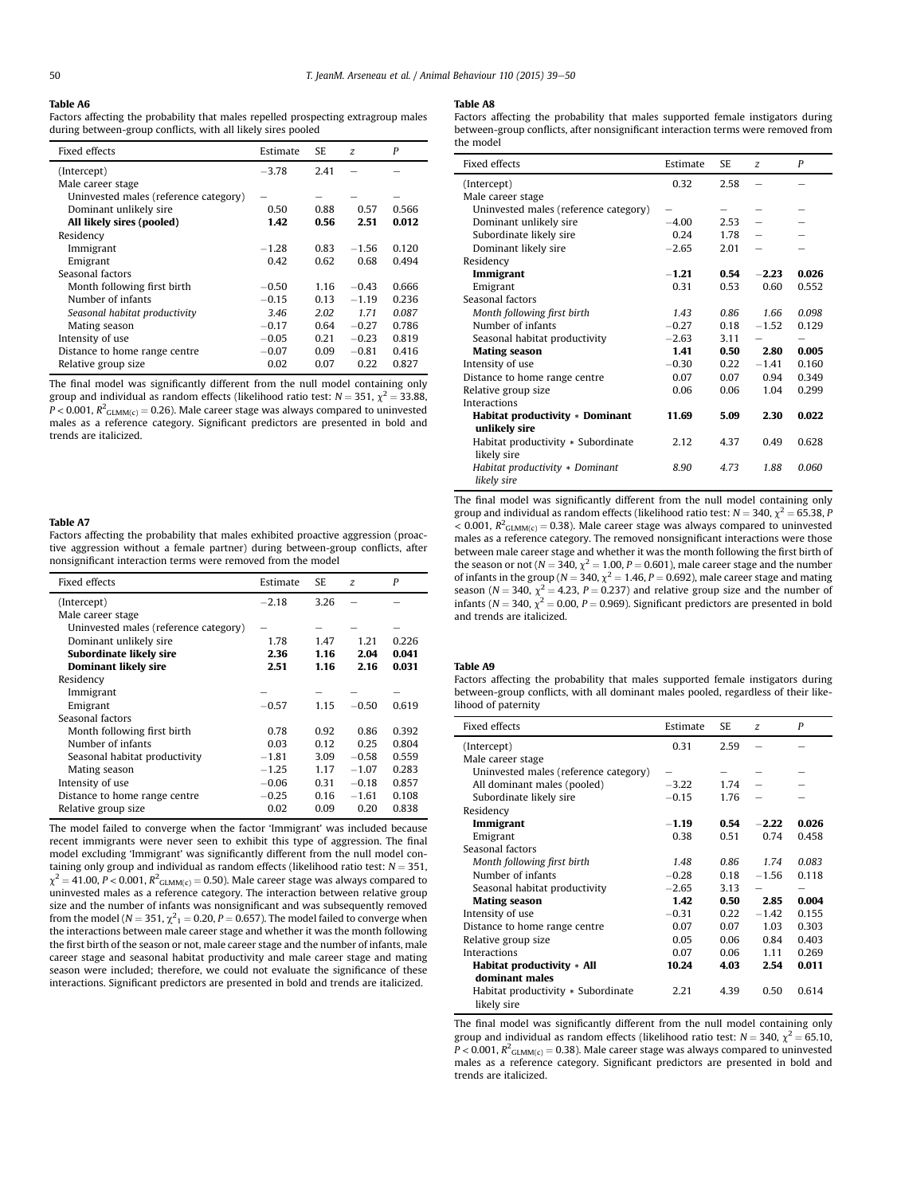## Table A6

Factors affecting the probability that males repelled prospecting extragroup males during between-group conflicts, with all likely sires pooled

| Fixed effects | Estimate | SE | z | P |
|---|---|---|---|---|
| (Intercept) | −3.78 | 2.41 | – | – |
| Male career stage | | | | |
| Uninvested males (reference category) | – | – | – | – |
| Dominant unlikely sire | 0.50 | 0.88 | 0.57 | 0.566 |
| **All likely sires (pooled)** | **1.42** | **0.56** | **2.51** | **0.012** |
| Residency | | | | |
| Immigrant | −1.28 | 0.83 | −1.56 | 0.120 |
| Emigrant | 0.42 | 0.62 | 0.68 | 0.494 |
| Seasonal factors | | | | |
| Month following first birth | −0.50 | 1.16 | −0.43 | 0.666 |
| Number of infants | −0.15 | 0.13 | −1.19 | 0.236 |
| *Seasonal habitat productivity* | *3.46* | *2.02* | *1.71* | *0.087* |
| Mating season | −0.17 | 0.64 | −0.27 | 0.786 |
| Intensity of use | −0.05 | 0.21 | −0.23 | 0.819 |
| Distance to home range centre | −0.07 | 0.09 | −0.81 | 0.416 |
| Relative group size | 0.02 | 0.07 | 0.22 | 0.827 |

The final model was significantly different from the null model containing only group and individual as random effects (likelihood ratio test: $N = 351$, $\chi^2 = 33.88$, $P < 0.001$, $R^2_{GLMM(c)} = 0.26$). Male career stage was always compared to uninvested males as a reference category. Significant predictors are presented in bold and trends are italicized.

## Table A7

Factors affecting the probability that males exhibited proactive aggression (proactive aggression without a female partner) during between-group conflicts, after nonsignificant interaction terms were removed from the model

| Fixed effects | Estimate | SE | z | P |
|---|---|---|---|---|
| (Intercept) | −2.18 | 3.26 | – | – |
| Male career stage | | | | |
| Uninvested males (reference category) | – | – | – | – |
| Dominant unlikely sire | 1.78 | 1.47 | 1.21 | 0.226 |
| **Subordinate likely sire** | **2.36** | **1.16** | **2.04** | **0.041** |
| **Dominant likely sire** | **2.51** | **1.16** | **2.16** | **0.031** |
| Residency | | | | |
| Immigrant | – | – | – | – |
| Emigrant | −0.57 | 1.15 | −0.50 | 0.619 |
| Seasonal factors | | | | |
| Month following first birth | 0.78 | 0.92 | 0.86 | 0.392 |
| Number of infants | 0.03 | 0.12 | 0.25 | 0.804 |
| Seasonal habitat productivity | −1.81 | 3.09 | −0.58 | 0.559 |
| Mating season | −1.25 | 1.17 | −1.07 | 0.283 |
| Intensity of use | −0.06 | 0.31 | −0.18 | 0.857 |
| Distance to home range centre | −0.25 | 0.16 | −1.61 | 0.108 |
| Relative group size | 0.02 | 0.09 | 0.20 | 0.838 |

The model failed to converge when the factor 'Immigrant' was included because recent immigrants were never seen to exhibit this type of aggression. The final model excluding 'Immigrant' was significantly different from the null model containing only group and individual as random effects (likelihood ratio test: $N = 351$, $\chi^2 = 41.00$, $P < 0.001$, $R^2_{GLMM(c)} = 0.50$). Male career stage was always compared to uninvested males as a reference category. The interaction between relative group size and the number of infants was nonsignificant and was subsequently removed from the model ($N = 351$, $\chi^2_1 = 0.20$, $P = 0.657$). The model failed to converge when the interactions between male career stage and whether it was the month following the first birth of the season or not, male career stage and the number of infants, male career stage and seasonal habitat productivity and male career stage and mating season were included; therefore, we could not evaluate the significance of these interactions. Significant predictors are presented in bold and trends are italicized.

## Table A8

Factors affecting the probability that males supported female instigators during between-group conflicts, after nonsignificant interaction terms were removed from the model

| Fixed effects | Estimate | SE | z | P |
|---|---|---|---|---|
| (Intercept) | 0.32 | 2.58 | – | – |
| Male career stage | | | | |
| Uninvested males (reference category) | – | – | – | – |
| Dominant unlikely sire | −4.00 | 2.53 | – | – |
| Subordinate likely sire | 0.24 | 1.78 | – | – |
| Dominant likely sire | −2.65 | 2.01 | – | – |
| Residency | | | | |
| **Immigrant** | **−1.21** | **0.54** | **−2.23** | **0.026** |
| Emigrant | 0.31 | 0.53 | 0.60 | 0.552 |
| Seasonal factors | | | | |
| *Month following first birth* | *1.43* | *0.86* | *1.66* | *0.098* |
| Number of infants | −0.27 | 0.18 | −1.52 | 0.129 |
| Seasonal habitat productivity | −2.63 | 3.11 | – | – |
| **Mating season** | **1.41** | **0.50** | **2.80** | **0.005** |
| Intensity of use | −0.30 | 0.22 | −1.41 | 0.160 |
| Distance to home range centre | 0.07 | 0.07 | 0.94 | 0.349 |
| Relative group size | 0.06 | 0.06 | 1.04 | 0.299 |
| Interactions | | | | |
| **Habitat productivity * Dominant unlikely sire** | **11.69** | **5.09** | **2.30** | **0.022** |
| Habitat productivity * Subordinate likely sire | 2.12 | 4.37 | 0.49 | 0.628 |
| *Habitat productivity * Dominant likely sire* | *8.90* | *4.73* | *1.88* | *0.060* |

The final model was significantly different from the null model containing only group and individual as random effects (likelihood ratio test: $N = 340$, $\chi^2 = 65.38$, $P < 0.001$, $R^2_{GLMM(c)} = 0.38$). Male career stage was always compared to uninvested males as a reference category. The removed nonsignificant interactions were those between male career stage and whether it was the month following the first birth of the season or not ($N = 340$, $\chi^2 = 1.00$, $P = 0.601$), male career stage and the number of infants in the group ($N = 340$, $\chi^2 = 1.46$, $P = 0.692$), male career stage and mating season ($N = 340$, $\chi^2 = 4.23$, $P = 0.237$) and relative group size and the number of infants ($N = 340$, $\chi^2 = 0.00$, $P = 0.969$). Significant predictors are presented in bold and trends are italicized.

## Table A9

Factors affecting the probability that males supported female instigators during between-group conflicts, with all dominant males pooled, regardless of their likelihood of paternity

| Fixed effects | Estimate | SE | z | P |
|---|---|---|---|---|
| (Intercept) | 0.31 | 2.59 | – | – |
| Male career stage | | | | |
| Uninvested males (reference category) | – | – | – | – |
| All dominant males (pooled) | −3.22 | 1.74 | – | – |
| Subordinate likely sire | −0.15 | 1.76 | – | – |
| Residency | | | | |
| **Immigrant** | **−1.19** | **0.54** | **−2.22** | **0.026** |
| Emigrant | 0.38 | 0.51 | 0.74 | 0.458 |
| Seasonal factors | | | | |
| *Month following first birth* | *1.48* | *0.86* | *1.74* | *0.083* |
| Number of infants | −0.28 | 0.18 | −1.56 | 0.118 |
| Seasonal habitat productivity | −2.65 | 3.13 | – | – |
| **Mating season** | **1.42** | **0.50** | **2.85** | **0.004** |
| Intensity of use | −0.31 | 0.22 | −1.42 | 0.155 |
| Distance to home range centre | 0.07 | 0.07 | 1.03 | 0.303 |
| Relative group size | 0.05 | 0.06 | 0.84 | 0.403 |
| Interactions | 0.07 | 0.06 | 1.11 | 0.269 |
| **Habitat productivity * All dominant males** | **10.24** | **4.03** | **2.54** | **0.011** |
| Habitat productivity * Subordinate likely sire | 2.21 | 4.39 | 0.50 | 0.614 |

The final model was significantly different from the null model containing only group and individual as random effects (likelihood ratio test: $N = 340$, $\chi^2 = 65.10$, $P < 0.001$, $R^2_{GLMM(c)} = 0.38$). Male career stage was always compared to uninvested males as a reference category. Significant predictors are presented in bold and trends are italicized.